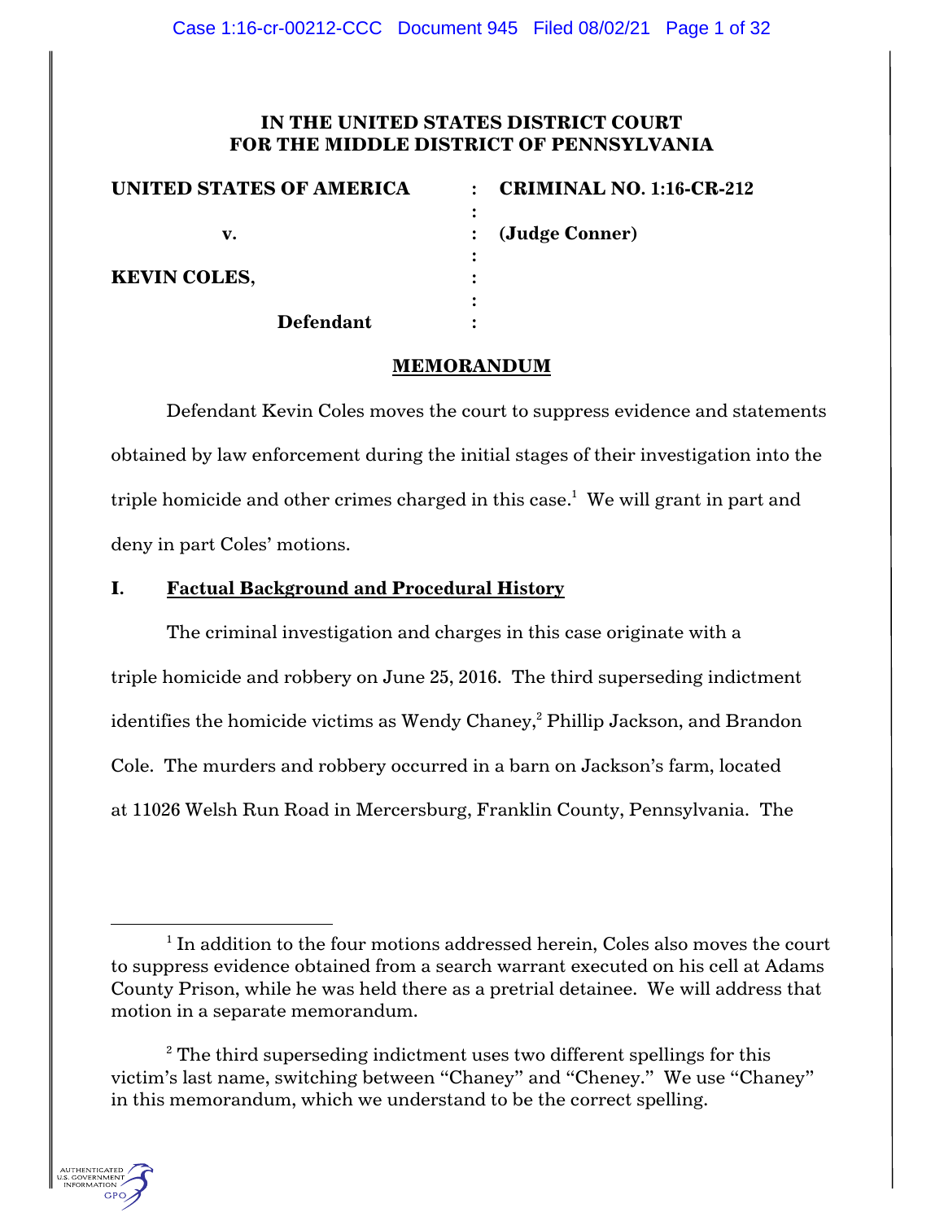**IN THE UNITED STATES DISTRICT COURT FOR THE MIDDLE DISTRICT OF PENNSYLVANIA**

| | | |
|---|---|---|
| **UNITED STATES OF AMERICA** | : | **CRIMINAL NO. 1:16-CR-212** |
| | : | |
| **v.** | : | **(Judge Conner)** |
| | : | |
| **KEVIN COLES,** | : | |
| | : | |
| **Defendant** | : | |

## MEMORANDUM

Defendant Kevin Coles moves the court to suppress evidence and statements obtained by law enforcement during the initial stages of their investigation into the triple homicide and other crimes charged in this case.[1] We will grant in part and deny in part Coles' motions.

### I. Factual Background and Procedural History

The criminal investigation and charges in this case originate with a triple homicide and robbery on June 25, 2016. The third superseding indictment identifies the homicide victims as Wendy Chaney,[2] Phillip Jackson, and Brandon Cole. The murders and robbery occurred in a barn on Jackson's farm, located at 11026 Welsh Run Road in Mercersburg, Franklin County, Pennsylvania. The

---

[1] In addition to the four motions addressed herein, Coles also moves the court to suppress evidence obtained from a search warrant executed on his cell at Adams County Prison, while he was held there as a pretrial detainee. We will address that motion in a separate memorandum.

[2] The third superseding indictment uses two different spellings for this victim's last name, switching between "Chaney" and "Cheney." We use "Chaney" in this memorandum, which we understand to be the correct spelling.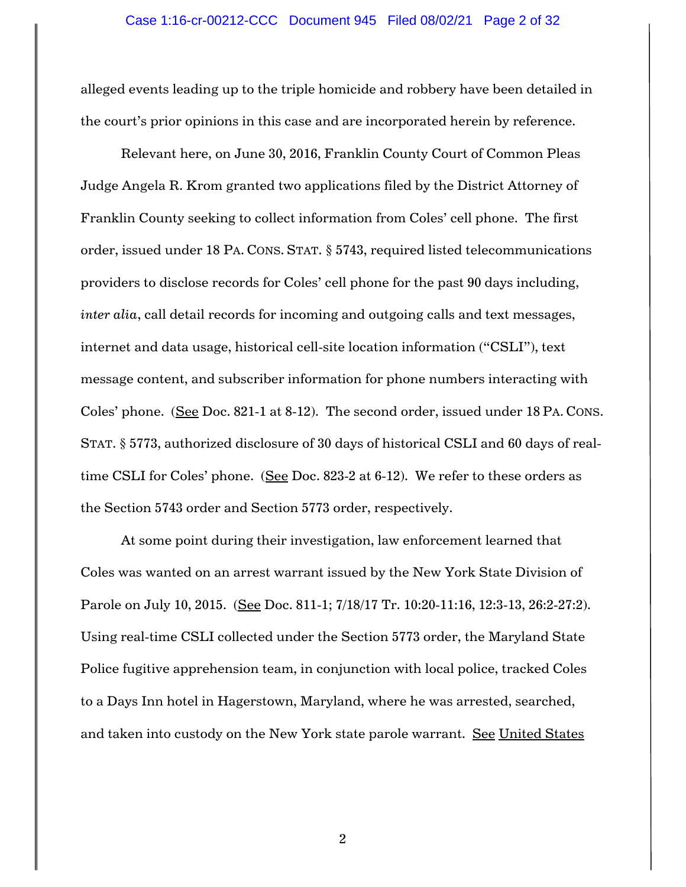alleged events leading up to the triple homicide and robbery have been detailed in the court's prior opinions in this case and are incorporated herein by reference.

Relevant here, on June 30, 2016, Franklin County Court of Common Pleas Judge Angela R. Krom granted two applications filed by the District Attorney of Franklin County seeking to collect information from Coles' cell phone. The first order, issued under 18 PA. CONS. STAT. § 5743, required listed telecommunications providers to disclose records for Coles' cell phone for the past 90 days including, *inter alia*, call detail records for incoming and outgoing calls and text messages, internet and data usage, historical cell-site location information ("CSLI"), text message content, and subscriber information for phone numbers interacting with Coles' phone. (See Doc. 821-1 at 8-12). The second order, issued under 18 PA. CONS. STAT. § 5773, authorized disclosure of 30 days of historical CSLI and 60 days of real-time CSLI for Coles' phone. (See Doc. 823-2 at 6-12). We refer to these orders as the Section 5743 order and Section 5773 order, respectively.

At some point during their investigation, law enforcement learned that Coles was wanted on an arrest warrant issued by the New York State Division of Parole on July 10, 2015. (See Doc. 811-1; 7/18/17 Tr. 10:20-11:16, 12:3-13, 26:2-27:2). Using real-time CSLI collected under the Section 5773 order, the Maryland State Police fugitive apprehension team, in conjunction with local police, tracked Coles to a Days Inn hotel in Hagerstown, Maryland, where he was arrested, searched, and taken into custody on the New York state parole warrant. See United States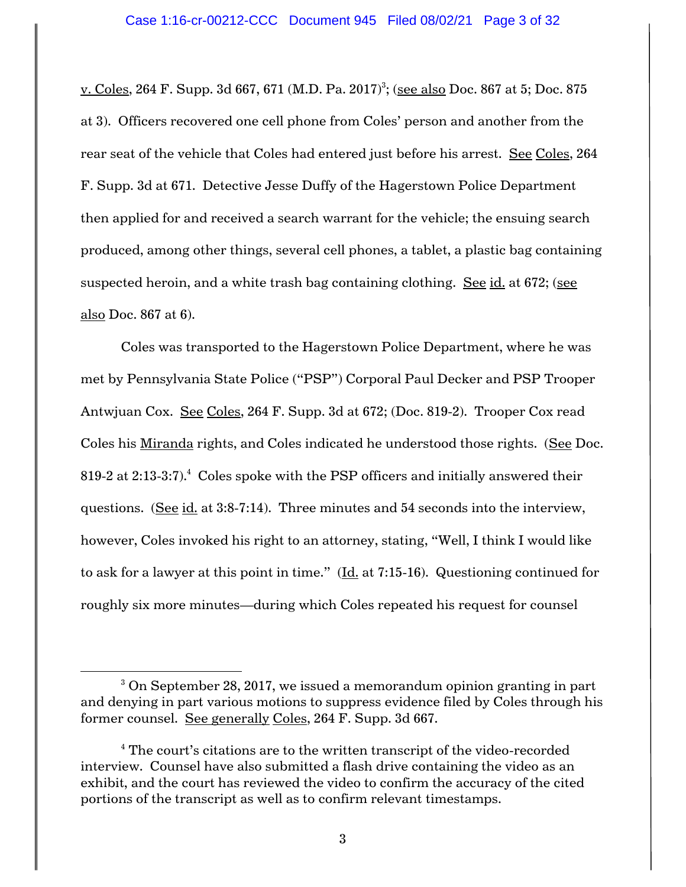v. Coles, 264 F. Supp. 3d 667, 671 (M.D. Pa. 2017)[3]; (see also Doc. 867 at 5; Doc. 875 at 3). Officers recovered one cell phone from Coles' person and another from the rear seat of the vehicle that Coles had entered just before his arrest. See Coles, 264 F. Supp. 3d at 671. Detective Jesse Duffy of the Hagerstown Police Department then applied for and received a search warrant for the vehicle; the ensuing search produced, among other things, several cell phones, a tablet, a plastic bag containing suspected heroin, and a white trash bag containing clothing. See id. at 672; (see also Doc. 867 at 6).

Coles was transported to the Hagerstown Police Department, where he was met by Pennsylvania State Police ("PSP") Corporal Paul Decker and PSP Trooper Antwjuan Cox. See Coles, 264 F. Supp. 3d at 672; (Doc. 819-2). Trooper Cox read Coles his Miranda rights, and Coles indicated he understood those rights. (See Doc. 819-2 at 2:13-3:7).[4] Coles spoke with the PSP officers and initially answered their questions. (See id. at 3:8-7:14). Three minutes and 54 seconds into the interview, however, Coles invoked his right to an attorney, stating, "Well, I think I would like to ask for a lawyer at this point in time." (Id. at 7:15-16). Questioning continued for roughly six more minutes—during which Coles repeated his request for counsel

---

[3] On September 28, 2017, we issued a memorandum opinion granting in part and denying in part various motions to suppress evidence filed by Coles through his former counsel. See generally Coles, 264 F. Supp. 3d 667.

[4] The court's citations are to the written transcript of the video-recorded interview. Counsel have also submitted a flash drive containing the video as an exhibit, and the court has reviewed the video to confirm the accuracy of the cited portions of the transcript as well as to confirm relevant timestamps.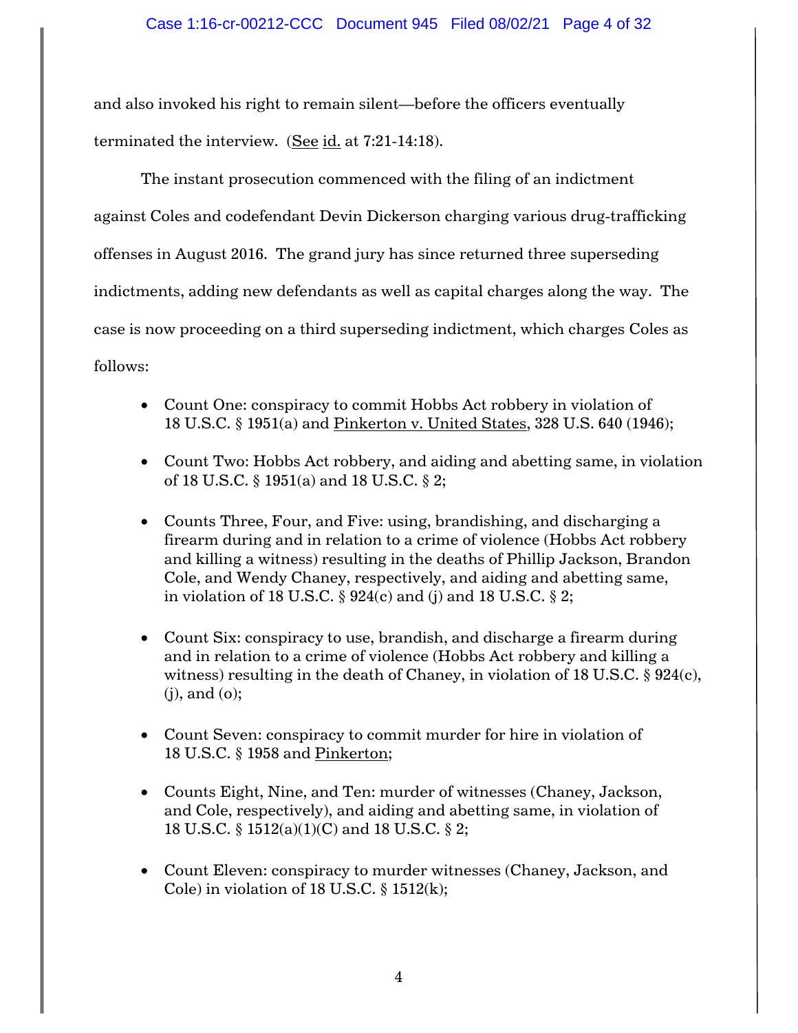and also invoked his right to remain silent—before the officers eventually terminated the interview. (See id. at 7:21-14:18).

The instant prosecution commenced with the filing of an indictment against Coles and codefendant Devin Dickerson charging various drug-trafficking offenses in August 2016. The grand jury has since returned three superseding indictments, adding new defendants as well as capital charges along the way. The case is now proceeding on a third superseding indictment, which charges Coles as follows:

- Count One: conspiracy to commit Hobbs Act robbery in violation of 18 U.S.C. § 1951(a) and Pinkerton v. United States, 328 U.S. 640 (1946);
- Count Two: Hobbs Act robbery, and aiding and abetting same, in violation of 18 U.S.C. § 1951(a) and 18 U.S.C. § 2;
- Counts Three, Four, and Five: using, brandishing, and discharging a firearm during and in relation to a crime of violence (Hobbs Act robbery and killing a witness) resulting in the deaths of Phillip Jackson, Brandon Cole, and Wendy Chaney, respectively, and aiding and abetting same, in violation of 18 U.S.C. § 924(c) and (j) and 18 U.S.C. § 2;
- Count Six: conspiracy to use, brandish, and discharge a firearm during and in relation to a crime of violence (Hobbs Act robbery and killing a witness) resulting in the death of Chaney, in violation of 18 U.S.C. § 924(c), (j), and (o);
- Count Seven: conspiracy to commit murder for hire in violation of 18 U.S.C. § 1958 and Pinkerton;
- Counts Eight, Nine, and Ten: murder of witnesses (Chaney, Jackson, and Cole, respectively), and aiding and abetting same, in violation of 18 U.S.C. § 1512(a)(1)(C) and 18 U.S.C. § 2;
- Count Eleven: conspiracy to murder witnesses (Chaney, Jackson, and Cole) in violation of 18 U.S.C. § 1512(k);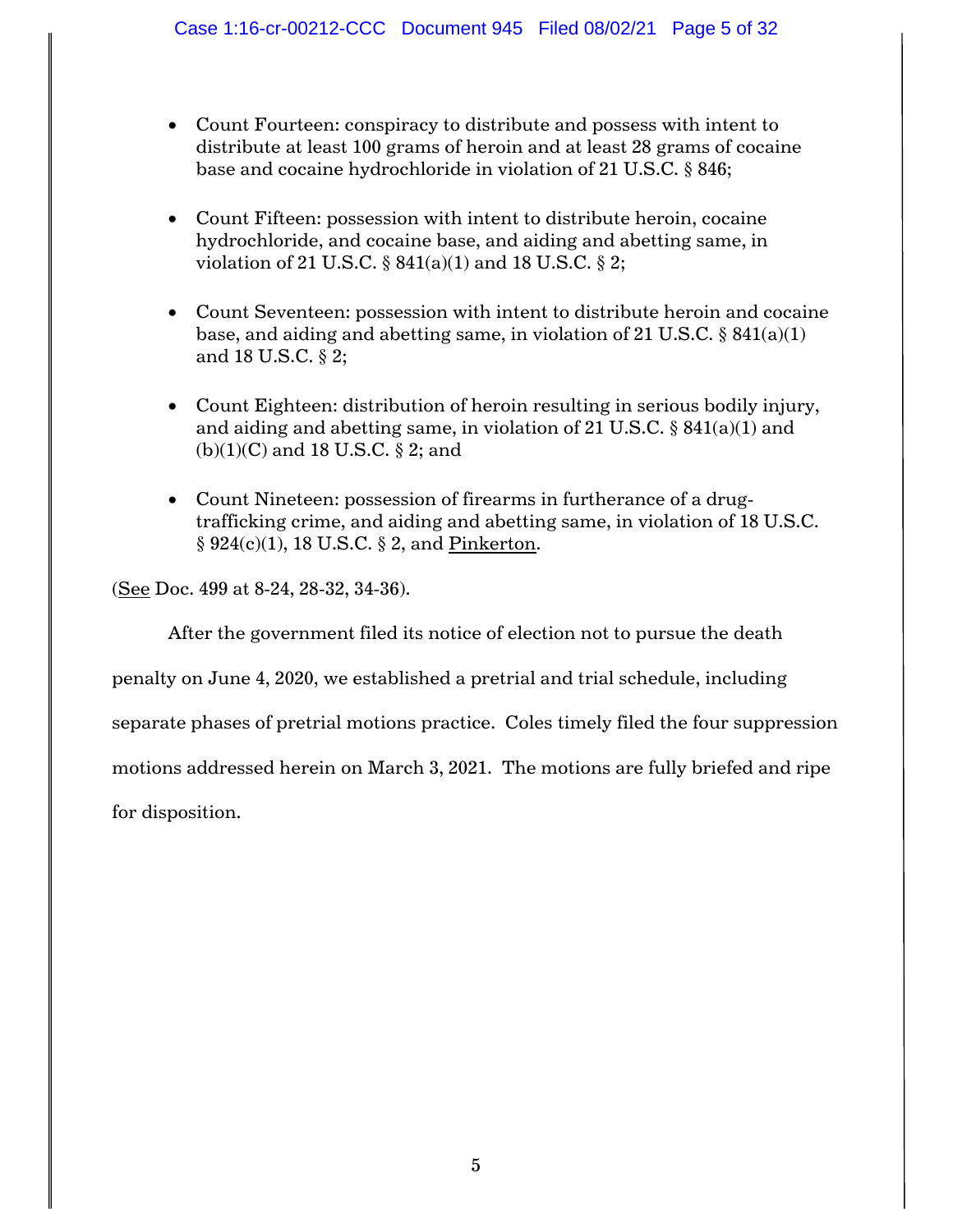- Count Fourteen: conspiracy to distribute and possess with intent to distribute at least 100 grams of heroin and at least 28 grams of cocaine base and cocaine hydrochloride in violation of 21 U.S.C. § 846;

- Count Fifteen: possession with intent to distribute heroin, cocaine hydrochloride, and cocaine base, and aiding and abetting same, in violation of 21 U.S.C. § 841(a)(1) and 18 U.S.C. § 2;

- Count Seventeen: possession with intent to distribute heroin and cocaine base, and aiding and abetting same, in violation of 21 U.S.C. § 841(a)(1) and 18 U.S.C. § 2;

- Count Eighteen: distribution of heroin resulting in serious bodily injury, and aiding and abetting same, in violation of 21 U.S.C. § 841(a)(1) and (b)(1)(C) and 18 U.S.C. § 2; and

- Count Nineteen: possession of firearms in furtherance of a drug-trafficking crime, and aiding and abetting same, in violation of 18 U.S.C. § 924(c)(1), 18 U.S.C. § 2, and Pinkerton.

(See Doc. 499 at 8-24, 28-32, 34-36).

After the government filed its notice of election not to pursue the death penalty on June 4, 2020, we established a pretrial and trial schedule, including separate phases of pretrial motions practice. Coles timely filed the four suppression motions addressed herein on March 3, 2021. The motions are fully briefed and ripe for disposition.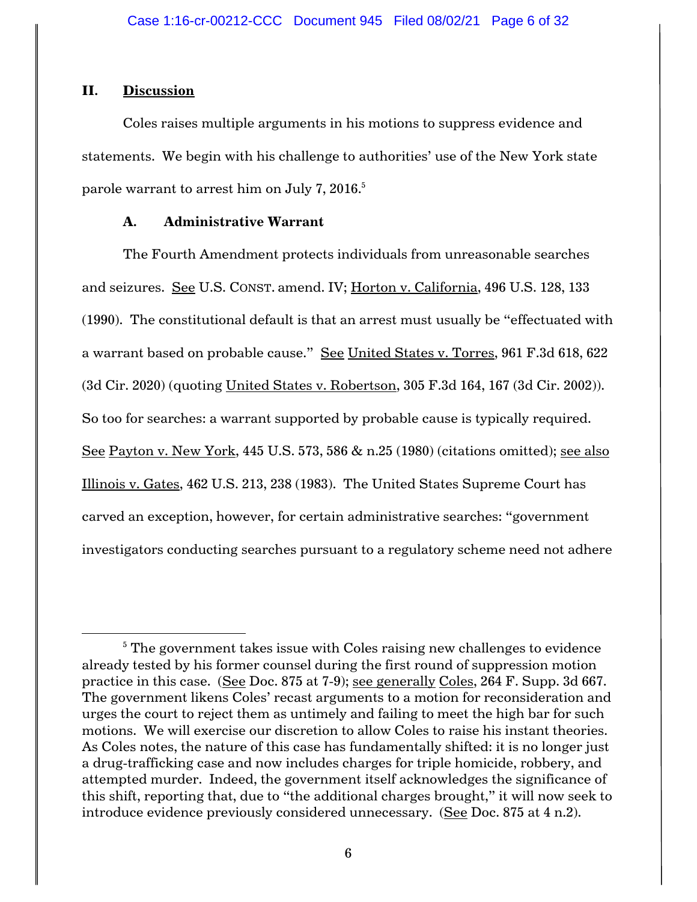## II. Discussion

Coles raises multiple arguments in his motions to suppress evidence and statements. We begin with his challenge to authorities' use of the New York state parole warrant to arrest him on July 7, 2016.[5]

### A. Administrative Warrant

The Fourth Amendment protects individuals from unreasonable searches and seizures. See U.S. CONST. amend. IV; Horton v. California, 496 U.S. 128, 133 (1990). The constitutional default is that an arrest must usually be "effectuated with a warrant based on probable cause." See United States v. Torres, 961 F.3d 618, 622 (3d Cir. 2020) (quoting United States v. Robertson, 305 F.3d 164, 167 (3d Cir. 2002)). So too for searches: a warrant supported by probable cause is typically required. See Payton v. New York, 445 U.S. 573, 586 & n.25 (1980) (citations omitted); see also Illinois v. Gates, 462 U.S. 213, 238 (1983). The United States Supreme Court has carved an exception, however, for certain administrative searches: "government investigators conducting searches pursuant to a regulatory scheme need not adhere

---

[5] The government takes issue with Coles raising new challenges to evidence already tested by his former counsel during the first round of suppression motion practice in this case. (See Doc. 875 at 7-9); see generally Coles, 264 F. Supp. 3d 667. The government likens Coles' recast arguments to a motion for reconsideration and urges the court to reject them as untimely and failing to meet the high bar for such motions. We will exercise our discretion to allow Coles to raise his instant theories. As Coles notes, the nature of this case has fundamentally shifted: it is no longer just a drug-trafficking case and now includes charges for triple homicide, robbery, and attempted murder. Indeed, the government itself acknowledges the significance of this shift, reporting that, due to "the additional charges brought," it will now seek to introduce evidence previously considered unnecessary. (See Doc. 875 at 4 n.2).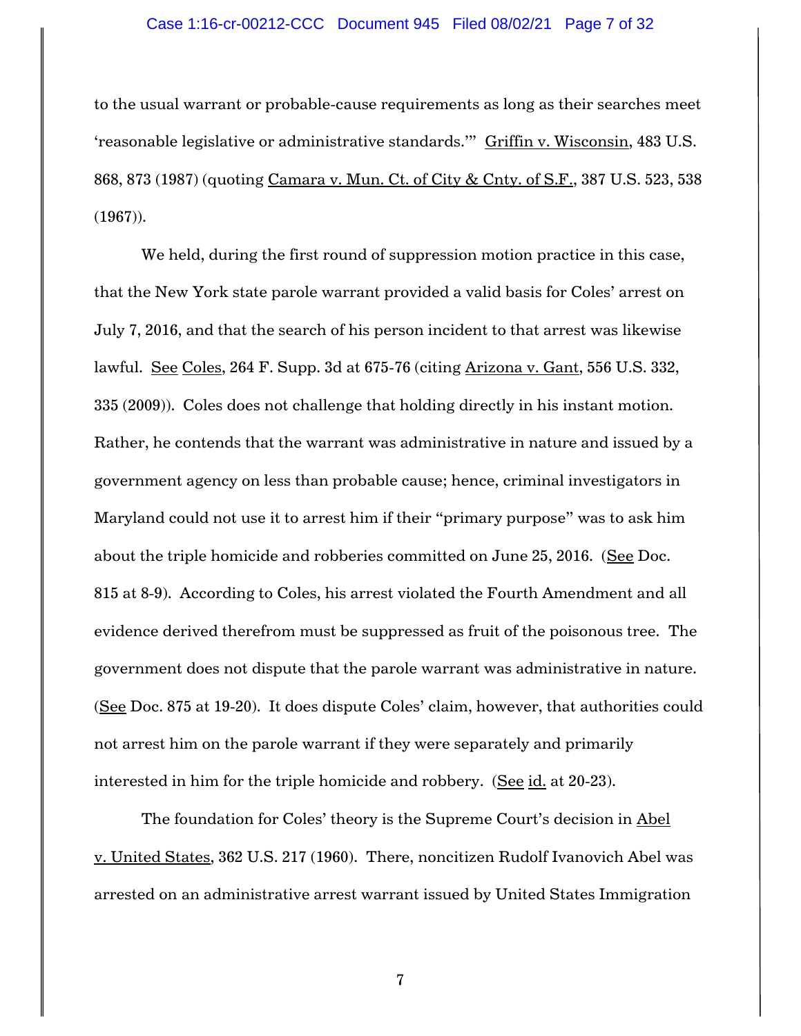to the usual warrant or probable-cause requirements as long as their searches meet 'reasonable legislative or administrative standards.'" Griffin v. Wisconsin, 483 U.S. 868, 873 (1987) (quoting Camara v. Mun. Ct. of City & Cnty. of S.F., 387 U.S. 523, 538 (1967)).

We held, during the first round of suppression motion practice in this case, that the New York state parole warrant provided a valid basis for Coles' arrest on July 7, 2016, and that the search of his person incident to that arrest was likewise lawful. See Coles, 264 F. Supp. 3d at 675-76 (citing Arizona v. Gant, 556 U.S. 332, 335 (2009)). Coles does not challenge that holding directly in his instant motion. Rather, he contends that the warrant was administrative in nature and issued by a government agency on less than probable cause; hence, criminal investigators in Maryland could not use it to arrest him if their "primary purpose" was to ask him about the triple homicide and robberies committed on June 25, 2016. (See Doc. 815 at 8-9). According to Coles, his arrest violated the Fourth Amendment and all evidence derived therefrom must be suppressed as fruit of the poisonous tree. The government does not dispute that the parole warrant was administrative in nature. (See Doc. 875 at 19-20). It does dispute Coles' claim, however, that authorities could not arrest him on the parole warrant if they were separately and primarily interested in him for the triple homicide and robbery. (See id. at 20-23).

The foundation for Coles' theory is the Supreme Court's decision in Abel v. United States, 362 U.S. 217 (1960). There, noncitizen Rudolf Ivanovich Abel was arrested on an administrative arrest warrant issued by United States Immigration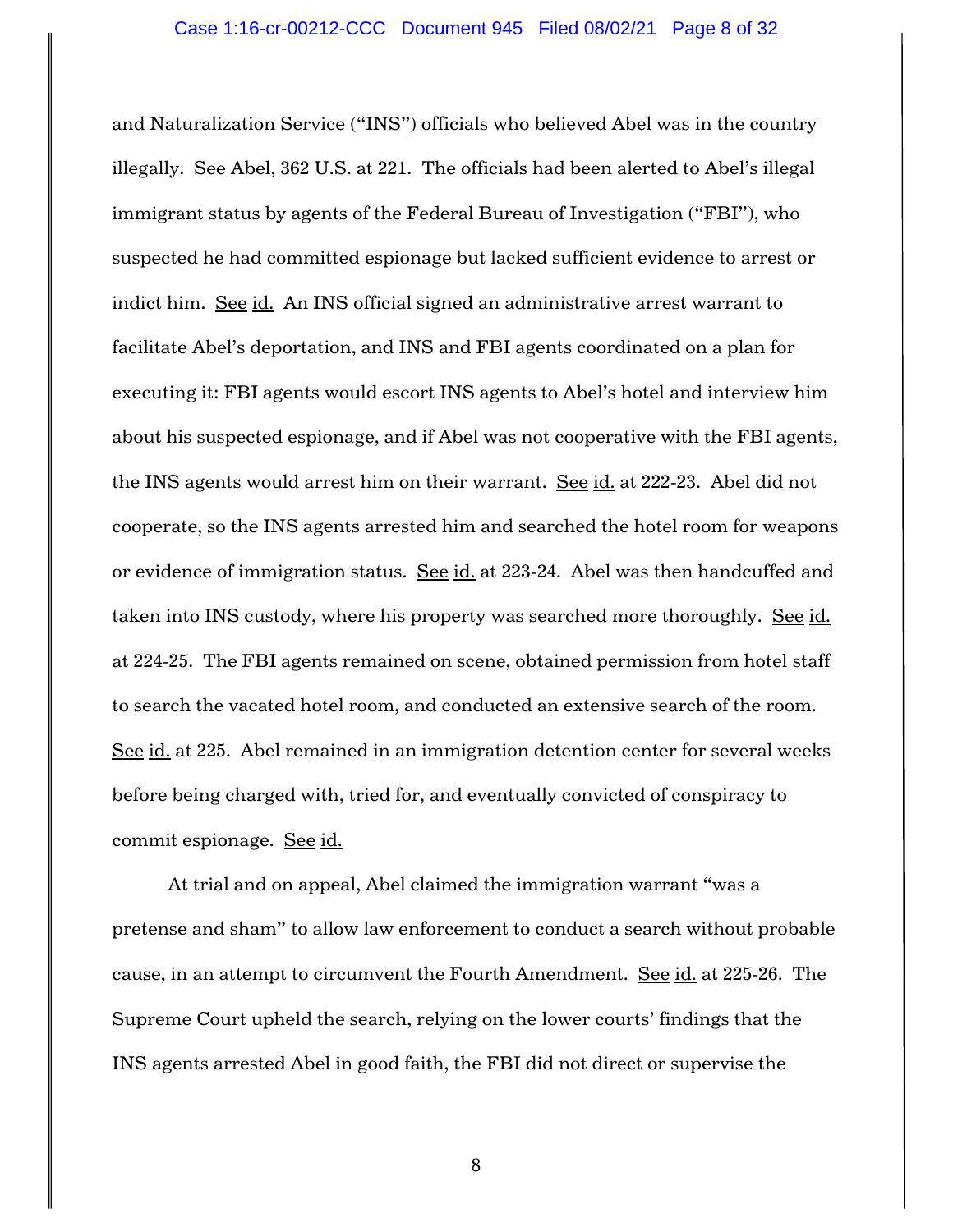and Naturalization Service ("INS") officials who believed Abel was in the country illegally. See Abel, 362 U.S. at 221. The officials had been alerted to Abel's illegal immigrant status by agents of the Federal Bureau of Investigation ("FBI"), who suspected he had committed espionage but lacked sufficient evidence to arrest or indict him. See id. An INS official signed an administrative arrest warrant to facilitate Abel's deportation, and INS and FBI agents coordinated on a plan for executing it: FBI agents would escort INS agents to Abel's hotel and interview him about his suspected espionage, and if Abel was not cooperative with the FBI agents, the INS agents would arrest him on their warrant. See id. at 222-23. Abel did not cooperate, so the INS agents arrested him and searched the hotel room for weapons or evidence of immigration status. See id. at 223-24. Abel was then handcuffed and taken into INS custody, where his property was searched more thoroughly. See id. at 224-25. The FBI agents remained on scene, obtained permission from hotel staff to search the vacated hotel room, and conducted an extensive search of the room. See id. at 225. Abel remained in an immigration detention center for several weeks before being charged with, tried for, and eventually convicted of conspiracy to commit espionage. See id.

At trial and on appeal, Abel claimed the immigration warrant "was a pretense and sham" to allow law enforcement to conduct a search without probable cause, in an attempt to circumvent the Fourth Amendment. See id. at 225-26. The Supreme Court upheld the search, relying on the lower courts' findings that the INS agents arrested Abel in good faith, the FBI did not direct or supervise the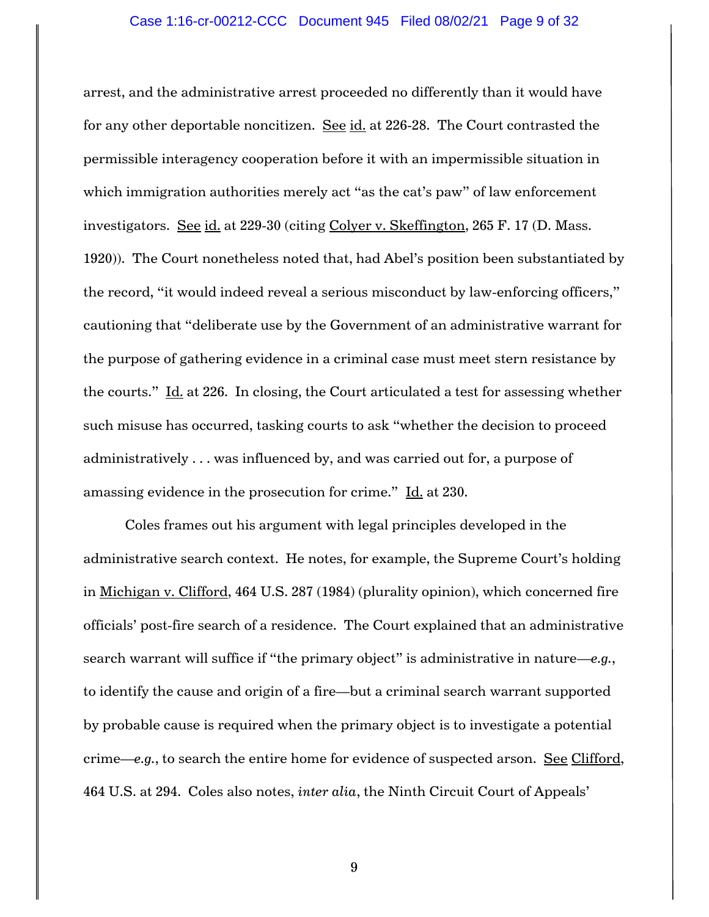arrest, and the administrative arrest proceeded no differently than it would have for any other deportable noncitizen. See id. at 226-28. The Court contrasted the permissible interagency cooperation before it with an impermissible situation in which immigration authorities merely act "as the cat's paw" of law enforcement investigators. See id. at 229-30 (citing Colyer v. Skeffington, 265 F. 17 (D. Mass. 1920)). The Court nonetheless noted that, had Abel's position been substantiated by the record, "it would indeed reveal a serious misconduct by law-enforcing officers," cautioning that "deliberate use by the Government of an administrative warrant for the purpose of gathering evidence in a criminal case must meet stern resistance by the courts." Id. at 226. In closing, the Court articulated a test for assessing whether such misuse has occurred, tasking courts to ask "whether the decision to proceed administratively . . . was influenced by, and was carried out for, a purpose of amassing evidence in the prosecution for crime." Id. at 230.

Coles frames out his argument with legal principles developed in the administrative search context. He notes, for example, the Supreme Court's holding in Michigan v. Clifford, 464 U.S. 287 (1984) (plurality opinion), which concerned fire officials' post-fire search of a residence. The Court explained that an administrative search warrant will suffice if "the primary object" is administrative in nature—*e.g.*, to identify the cause and origin of a fire—but a criminal search warrant supported by probable cause is required when the primary object is to investigate a potential crime—*e.g.*, to search the entire home for evidence of suspected arson. See Clifford, 464 U.S. at 294. Coles also notes, *inter alia*, the Ninth Circuit Court of Appeals'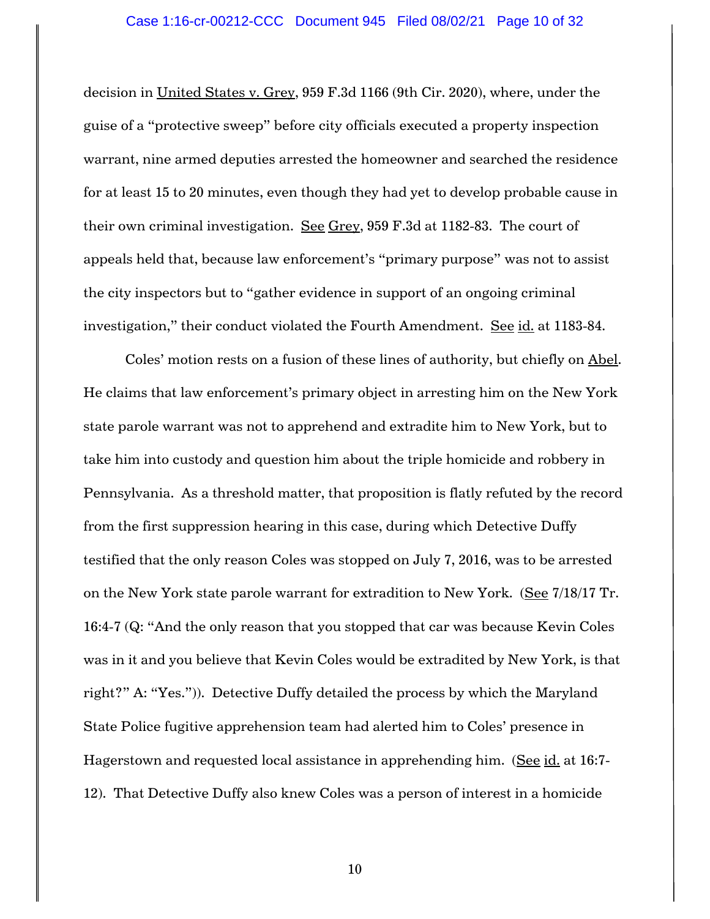decision in United States v. Grey, 959 F.3d 1166 (9th Cir. 2020), where, under the guise of a "protective sweep" before city officials executed a property inspection warrant, nine armed deputies arrested the homeowner and searched the residence for at least 15 to 20 minutes, even though they had yet to develop probable cause in their own criminal investigation. See Grey, 959 F.3d at 1182-83. The court of appeals held that, because law enforcement's "primary purpose" was not to assist the city inspectors but to "gather evidence in support of an ongoing criminal investigation," their conduct violated the Fourth Amendment. See id. at 1183-84.

Coles' motion rests on a fusion of these lines of authority, but chiefly on Abel. He claims that law enforcement's primary object in arresting him on the New York state parole warrant was not to apprehend and extradite him to New York, but to take him into custody and question him about the triple homicide and robbery in Pennsylvania. As a threshold matter, that proposition is flatly refuted by the record from the first suppression hearing in this case, during which Detective Duffy testified that the only reason Coles was stopped on July 7, 2016, was to be arrested on the New York state parole warrant for extradition to New York. (See 7/18/17 Tr. 16:4-7 (Q: "And the only reason that you stopped that car was because Kevin Coles was in it and you believe that Kevin Coles would be extradited by New York, is that right?" A: "Yes.")). Detective Duffy detailed the process by which the Maryland State Police fugitive apprehension team had alerted him to Coles' presence in Hagerstown and requested local assistance in apprehending him. (See id. at 16:7-12). That Detective Duffy also knew Coles was a person of interest in a homicide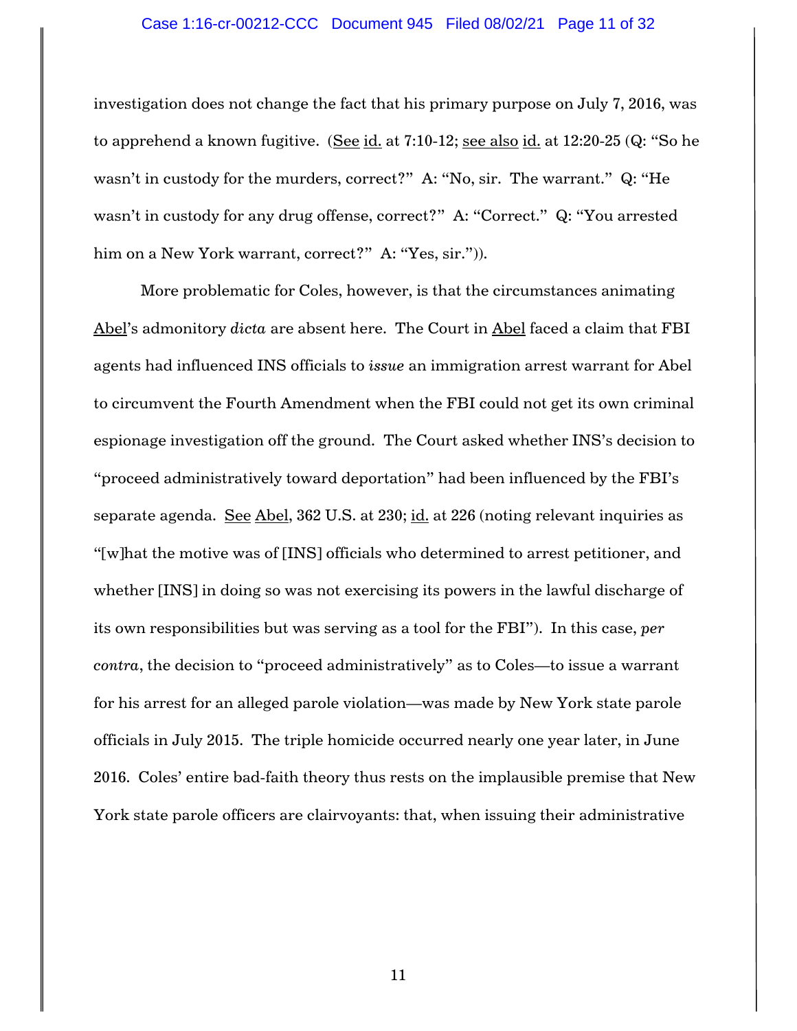investigation does not change the fact that his primary purpose on July 7, 2016, was to apprehend a known fugitive. (See id. at 7:10-12; see also id. at 12:20-25 (Q: "So he wasn't in custody for the murders, correct?" A: "No, sir. The warrant." Q: "He wasn't in custody for any drug offense, correct?" A: "Correct." Q: "You arrested him on a New York warrant, correct?" A: "Yes, sir.")).

More problematic for Coles, however, is that the circumstances animating Abel's admonitory *dicta* are absent here. The Court in Abel faced a claim that FBI agents had influenced INS officials to *issue* an immigration arrest warrant for Abel to circumvent the Fourth Amendment when the FBI could not get its own criminal espionage investigation off the ground. The Court asked whether INS's decision to "proceed administratively toward deportation" had been influenced by the FBI's separate agenda. See Abel, 362 U.S. at 230; id. at 226 (noting relevant inquiries as "[w]hat the motive was of [INS] officials who determined to arrest petitioner, and whether [INS] in doing so was not exercising its powers in the lawful discharge of its own responsibilities but was serving as a tool for the FBI"). In this case, *per contra*, the decision to "proceed administratively" as to Coles—to issue a warrant for his arrest for an alleged parole violation—was made by New York state parole officials in July 2015. The triple homicide occurred nearly one year later, in June 2016. Coles' entire bad-faith theory thus rests on the implausible premise that New York state parole officers are clairvoyants: that, when issuing their administrative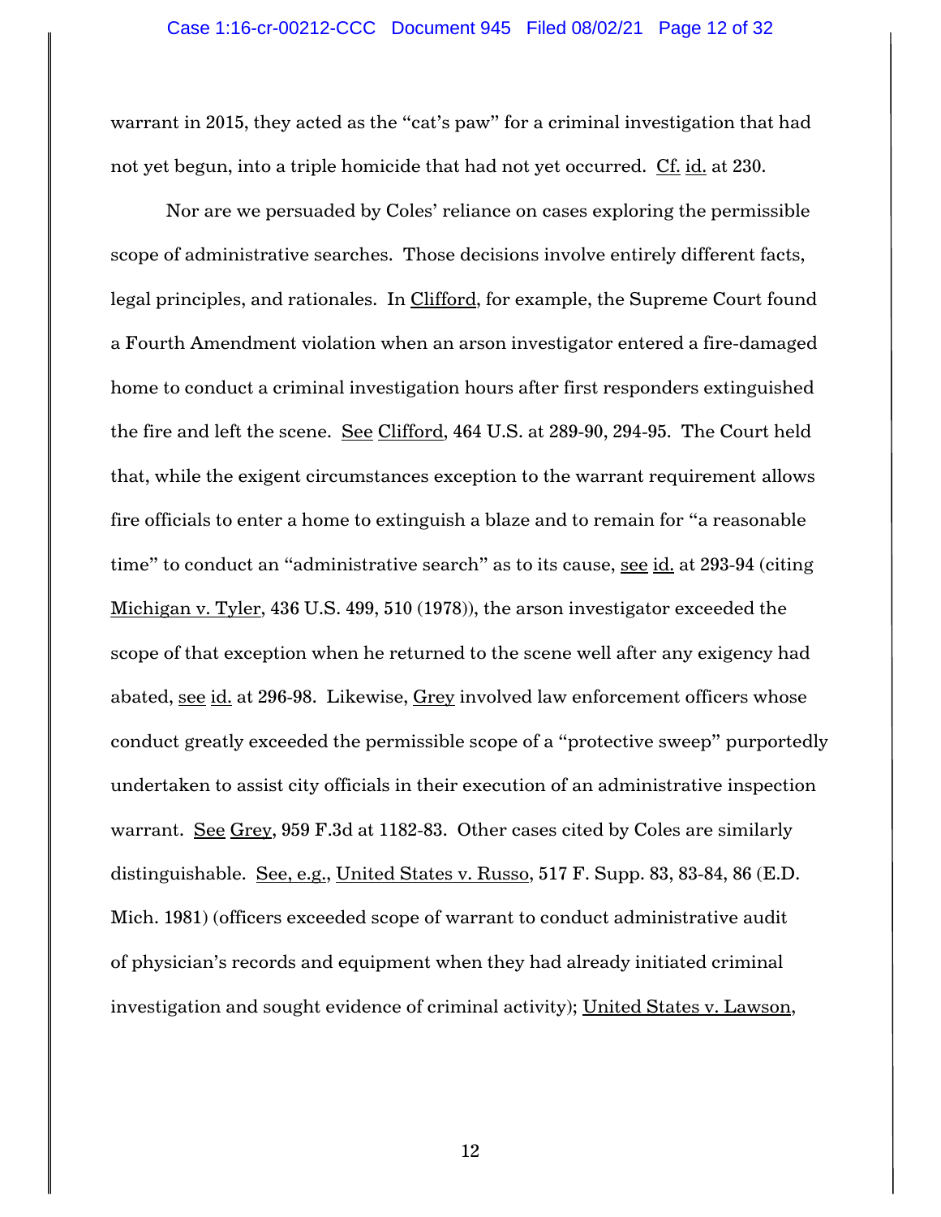warrant in 2015, they acted as the "cat's paw" for a criminal investigation that had not yet begun, into a triple homicide that had not yet occurred. Cf. id. at 230.

Nor are we persuaded by Coles' reliance on cases exploring the permissible scope of administrative searches. Those decisions involve entirely different facts, legal principles, and rationales. In Clifford, for example, the Supreme Court found a Fourth Amendment violation when an arson investigator entered a fire-damaged home to conduct a criminal investigation hours after first responders extinguished the fire and left the scene. See Clifford, 464 U.S. at 289-90, 294-95. The Court held that, while the exigent circumstances exception to the warrant requirement allows fire officials to enter a home to extinguish a blaze and to remain for "a reasonable time" to conduct an "administrative search" as to its cause, see id. at 293-94 (citing Michigan v. Tyler, 436 U.S. 499, 510 (1978)), the arson investigator exceeded the scope of that exception when he returned to the scene well after any exigency had abated, see id. at 296-98. Likewise, Grey involved law enforcement officers whose conduct greatly exceeded the permissible scope of a "protective sweep" purportedly undertaken to assist city officials in their execution of an administrative inspection warrant. See Grey, 959 F.3d at 1182-83. Other cases cited by Coles are similarly distinguishable. See, e.g., United States v. Russo, 517 F. Supp. 83, 83-84, 86 (E.D. Mich. 1981) (officers exceeded scope of warrant to conduct administrative audit of physician's records and equipment when they had already initiated criminal investigation and sought evidence of criminal activity); United States v. Lawson,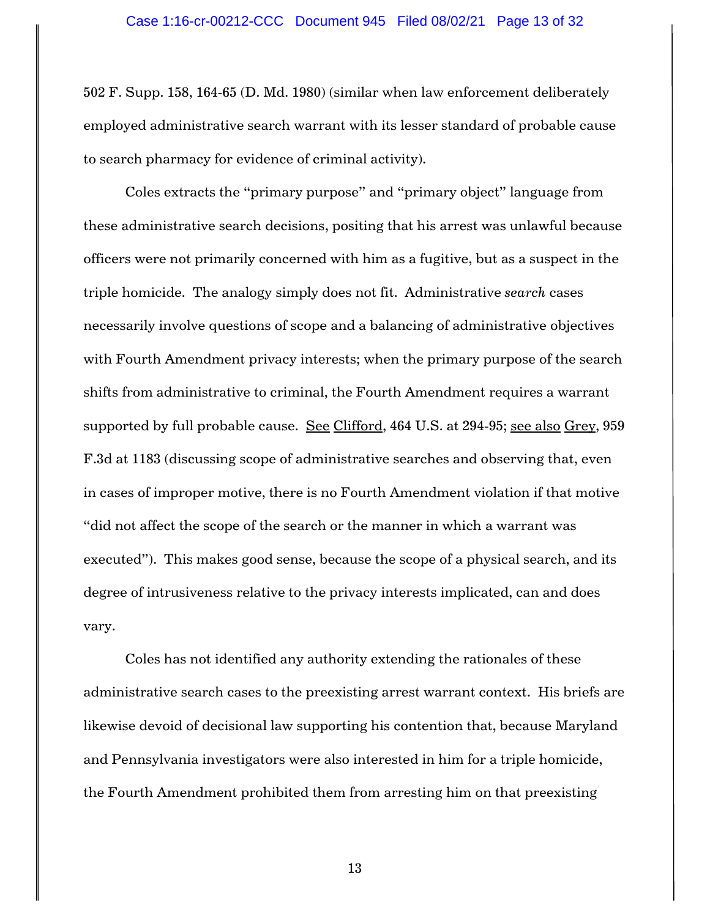502 F. Supp. 158, 164-65 (D. Md. 1980) (similar when law enforcement deliberately employed administrative search warrant with its lesser standard of probable cause to search pharmacy for evidence of criminal activity).

Coles extracts the "primary purpose" and "primary object" language from these administrative search decisions, positing that his arrest was unlawful because officers were not primarily concerned with him as a fugitive, but as a suspect in the triple homicide. The analogy simply does not fit. Administrative *search* cases necessarily involve questions of scope and a balancing of administrative objectives with Fourth Amendment privacy interests; when the primary purpose of the search shifts from administrative to criminal, the Fourth Amendment requires a warrant supported by full probable cause. See Clifford, 464 U.S. at 294-95; see also Grey, 959 F.3d at 1183 (discussing scope of administrative searches and observing that, even in cases of improper motive, there is no Fourth Amendment violation if that motive "did not affect the scope of the search or the manner in which a warrant was executed"). This makes good sense, because the scope of a physical search, and its degree of intrusiveness relative to the privacy interests implicated, can and does vary.

Coles has not identified any authority extending the rationales of these administrative search cases to the preexisting arrest warrant context. His briefs are likewise devoid of decisional law supporting his contention that, because Maryland and Pennsylvania investigators were also interested in him for a triple homicide, the Fourth Amendment prohibited them from arresting him on that preexisting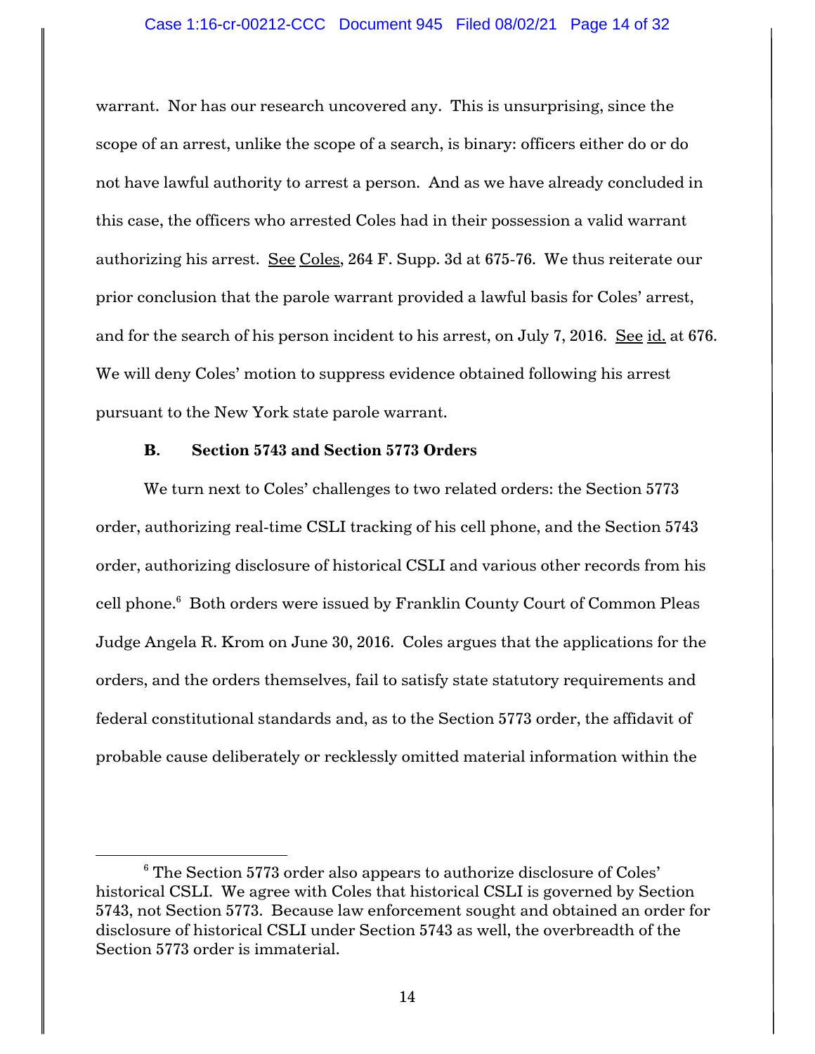warrant. Nor has our research uncovered any. This is unsurprising, since the scope of an arrest, unlike the scope of a search, is binary: officers either do or do not have lawful authority to arrest a person. And as we have already concluded in this case, the officers who arrested Coles had in their possession a valid warrant authorizing his arrest. See Coles, 264 F. Supp. 3d at 675-76. We thus reiterate our prior conclusion that the parole warrant provided a lawful basis for Coles' arrest, and for the search of his person incident to his arrest, on July 7, 2016. See id. at 676. We will deny Coles' motion to suppress evidence obtained following his arrest pursuant to the New York state parole warrant.

### B. Section 5743 and Section 5773 Orders

We turn next to Coles' challenges to two related orders: the Section 5773 order, authorizing real-time CSLI tracking of his cell phone, and the Section 5743 order, authorizing disclosure of historical CSLI and various other records from his cell phone.[6] Both orders were issued by Franklin County Court of Common Pleas Judge Angela R. Krom on June 30, 2016. Coles argues that the applications for the orders, and the orders themselves, fail to satisfy state statutory requirements and federal constitutional standards and, as to the Section 5773 order, the affidavit of probable cause deliberately or recklessly omitted material information within the

---

[6] The Section 5773 order also appears to authorize disclosure of Coles' historical CSLI. We agree with Coles that historical CSLI is governed by Section 5743, not Section 5773. Because law enforcement sought and obtained an order for disclosure of historical CSLI under Section 5743 as well, the overbreadth of the Section 5773 order is immaterial.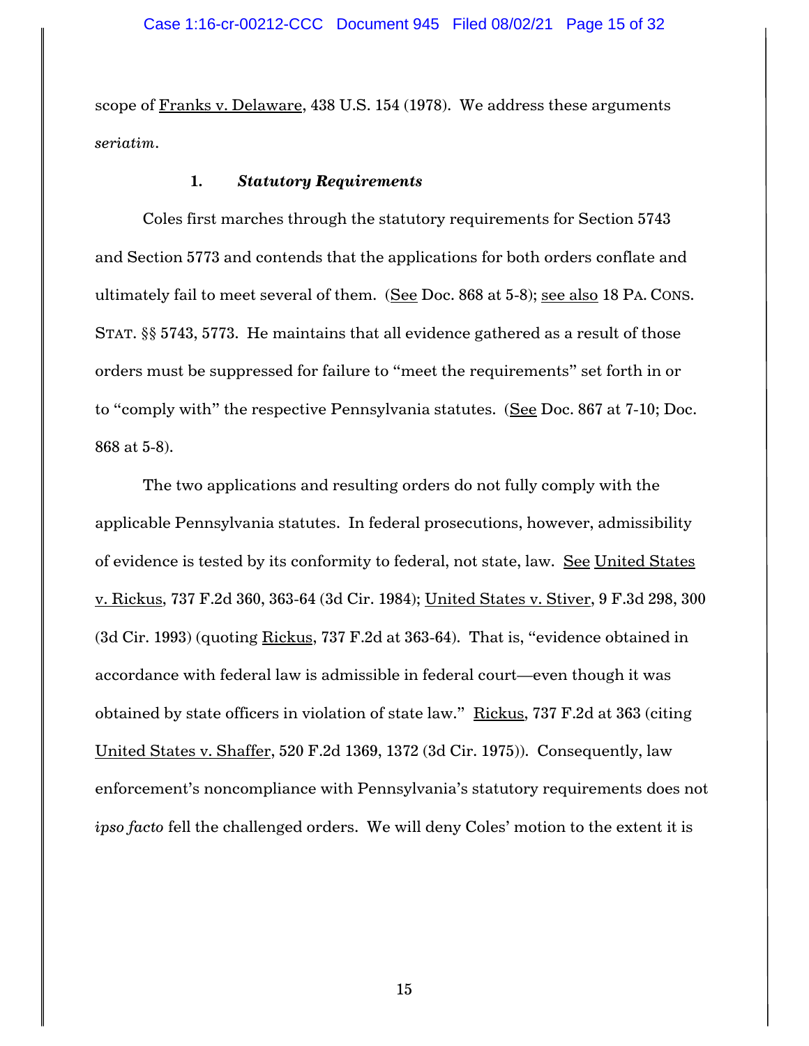scope of Franks v. Delaware, 438 U.S. 154 (1978). We address these arguments *seriatim*.

### 1. *Statutory Requirements*

Coles first marches through the statutory requirements for Section 5743 and Section 5773 and contends that the applications for both orders conflate and ultimately fail to meet several of them. (See Doc. 868 at 5-8); see also 18 PA. CONS. STAT. §§ 5743, 5773. He maintains that all evidence gathered as a result of those orders must be suppressed for failure to "meet the requirements" set forth in or to "comply with" the respective Pennsylvania statutes. (See Doc. 867 at 7-10; Doc. 868 at 5-8).

The two applications and resulting orders do not fully comply with the applicable Pennsylvania statutes. In federal prosecutions, however, admissibility of evidence is tested by its conformity to federal, not state, law. See United States v. Rickus, 737 F.2d 360, 363-64 (3d Cir. 1984); United States v. Stiver, 9 F.3d 298, 300 (3d Cir. 1993) (quoting Rickus, 737 F.2d at 363-64). That is, "evidence obtained in accordance with federal law is admissible in federal court—even though it was obtained by state officers in violation of state law." Rickus, 737 F.2d at 363 (citing United States v. Shaffer, 520 F.2d 1369, 1372 (3d Cir. 1975)). Consequently, law enforcement's noncompliance with Pennsylvania's statutory requirements does not *ipso facto* fell the challenged orders. We will deny Coles' motion to the extent it is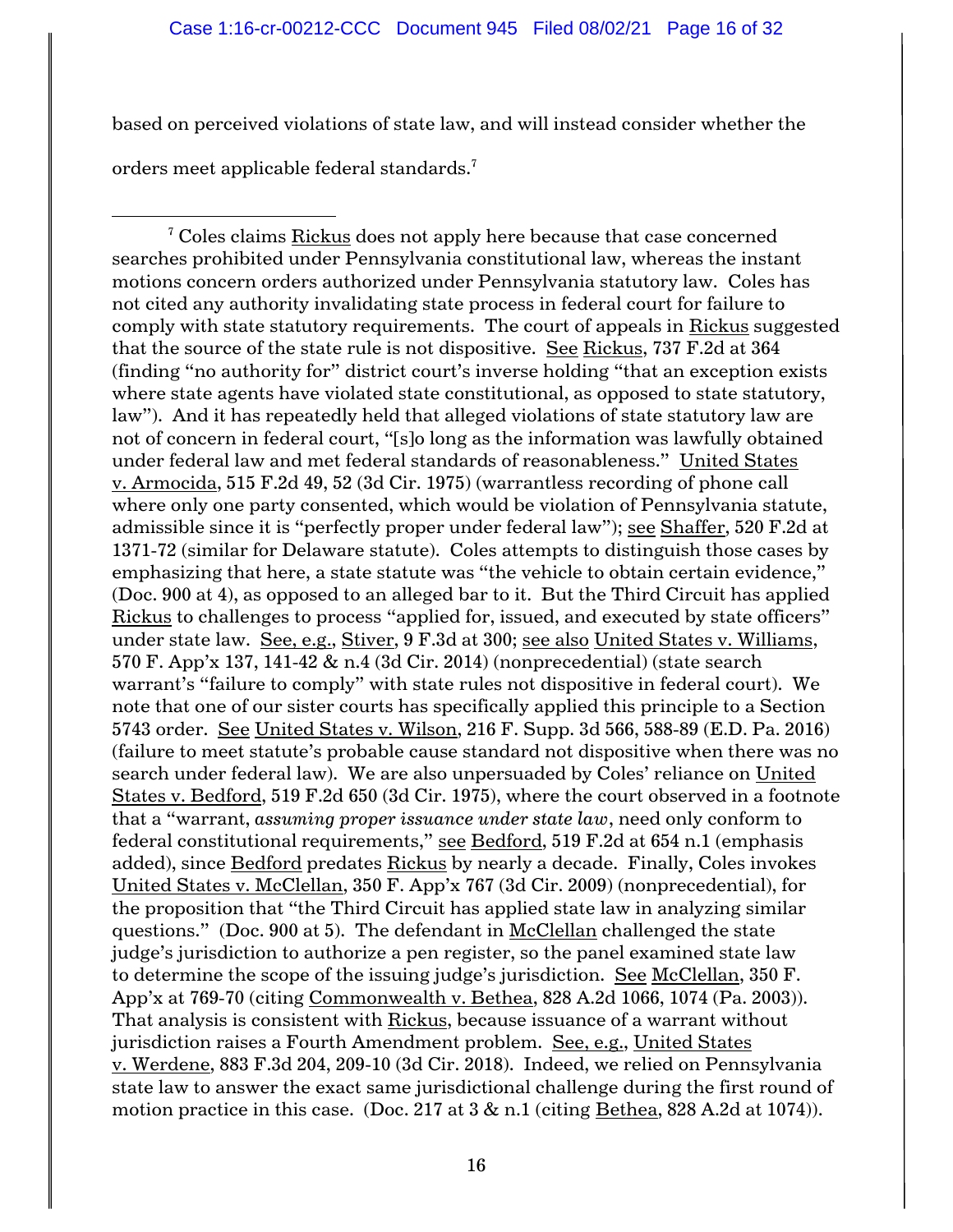based on perceived violations of state law, and will instead consider whether the orders meet applicable federal standards.[7]

---

[7] Coles claims Rickus does not apply here because that case concerned searches prohibited under Pennsylvania constitutional law, whereas the instant motions concern orders authorized under Pennsylvania statutory law. Coles has not cited any authority invalidating state process in federal court for failure to comply with state statutory requirements. The court of appeals in Rickus suggested that the source of the state rule is not dispositive. See Rickus, 737 F.2d at 364 (finding "no authority for" district court's inverse holding "that an exception exists where state agents have violated state constitutional, as opposed to state statutory, law"). And it has repeatedly held that alleged violations of state statutory law are not of concern in federal court, "[s]o long as the information was lawfully obtained under federal law and met federal standards of reasonableness." United States v. Armocida, 515 F.2d 49, 52 (3d Cir. 1975) (warrantless recording of phone call where only one party consented, which would be violation of Pennsylvania statute, admissible since it is "perfectly proper under federal law"); see Shaffer, 520 F.2d at 1371-72 (similar for Delaware statute). Coles attempts to distinguish those cases by emphasizing that here, a state statute was "the vehicle to obtain certain evidence," (Doc. 900 at 4), as opposed to an alleged bar to it. But the Third Circuit has applied Rickus to challenges to process "applied for, issued, and executed by state officers" under state law. See, e.g., Stiver, 9 F.3d at 300; see also United States v. Williams, 570 F. App'x 137, 141-42 & n.4 (3d Cir. 2014) (nonprecedential) (state search warrant's "failure to comply" with state rules not dispositive in federal court). We note that one of our sister courts has specifically applied this principle to a Section 5743 order. See United States v. Wilson, 216 F. Supp. 3d 566, 588-89 (E.D. Pa. 2016) (failure to meet statute's probable cause standard not dispositive when there was no search under federal law). We are also unpersuaded by Coles' reliance on United States v. Bedford, 519 F.2d 650 (3d Cir. 1975), where the court observed in a footnote that a "warrant, *assuming proper issuance under state law*, need only conform to federal constitutional requirements," see Bedford, 519 F.2d at 654 n.1 (emphasis added), since Bedford predates Rickus by nearly a decade. Finally, Coles invokes United States v. McClellan, 350 F. App'x 767 (3d Cir. 2009) (nonprecedential), for the proposition that "the Third Circuit has applied state law in analyzing similar questions." (Doc. 900 at 5). The defendant in McClellan challenged the state judge's jurisdiction to authorize a pen register, so the panel examined state law to determine the scope of the issuing judge's jurisdiction. See McClellan, 350 F. App'x at 769-70 (citing Commonwealth v. Bethea, 828 A.2d 1066, 1074 (Pa. 2003)). That analysis is consistent with Rickus, because issuance of a warrant without jurisdiction raises a Fourth Amendment problem. See, e.g., United States v. Werdene, 883 F.3d 204, 209-10 (3d Cir. 2018). Indeed, we relied on Pennsylvania state law to answer the exact same jurisdictional challenge during the first round of motion practice in this case. (Doc. 217 at 3 & n.1 (citing Bethea, 828 A.2d at 1074)).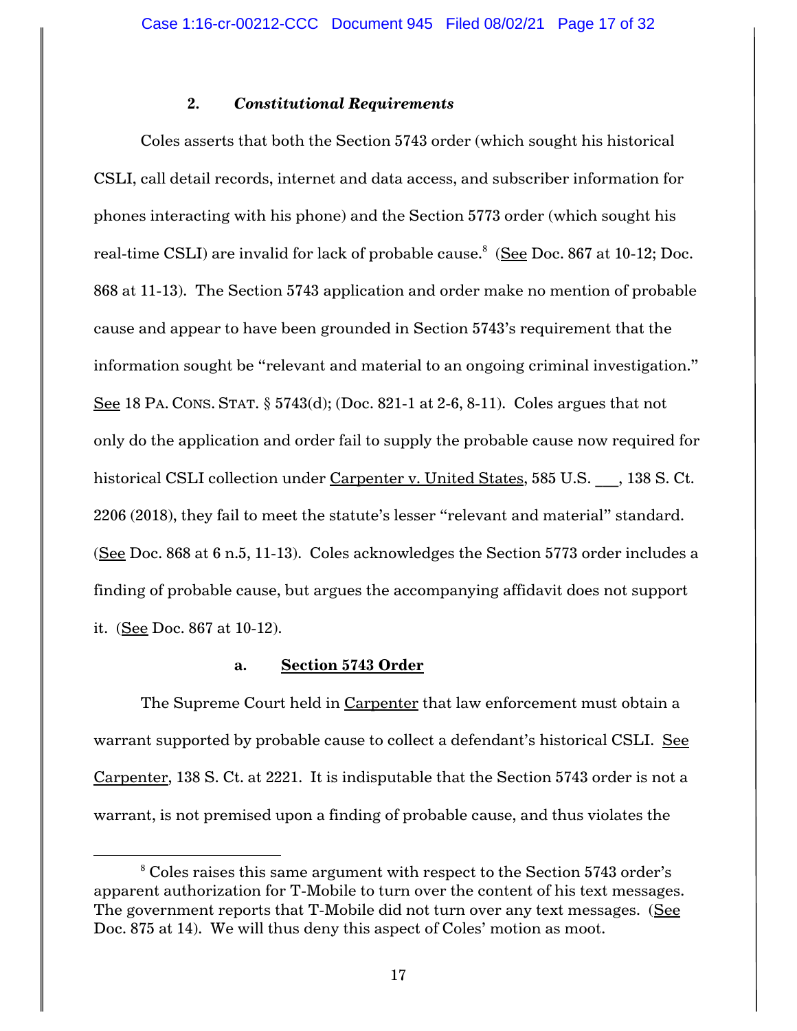### 2. *Constitutional Requirements*

Coles asserts that both the Section 5743 order (which sought his historical CSLI, call detail records, internet and data access, and subscriber information for phones interacting with his phone) and the Section 5773 order (which sought his real-time CSLI) are invalid for lack of probable cause.[8] (See Doc. 867 at 10-12; Doc. 868 at 11-13). The Section 5743 application and order make no mention of probable cause and appear to have been grounded in Section 5743's requirement that the information sought be "relevant and material to an ongoing criminal investigation." See 18 PA. CONS. STAT. § 5743(d); (Doc. 821-1 at 2-6, 8-11). Coles argues that not only do the application and order fail to supply the probable cause now required for historical CSLI collection under Carpenter v. United States, 585 U.S. ___, 138 S. Ct. 2206 (2018), they fail to meet the statute's lesser "relevant and material" standard. (See Doc. 868 at 6 n.5, 11-13). Coles acknowledges the Section 5773 order includes a finding of probable cause, but argues the accompanying affidavit does not support it. (See Doc. 867 at 10-12).

#### a. **Section 5743 Order**

The Supreme Court held in Carpenter that law enforcement must obtain a warrant supported by probable cause to collect a defendant's historical CSLI. See Carpenter, 138 S. Ct. at 2221. It is indisputable that the Section 5743 order is not a warrant, is not premised upon a finding of probable cause, and thus violates the

---

[8] Coles raises this same argument with respect to the Section 5743 order's apparent authorization for T-Mobile to turn over the content of his text messages. The government reports that T-Mobile did not turn over any text messages. (See Doc. 875 at 14). We will thus deny this aspect of Coles' motion as moot.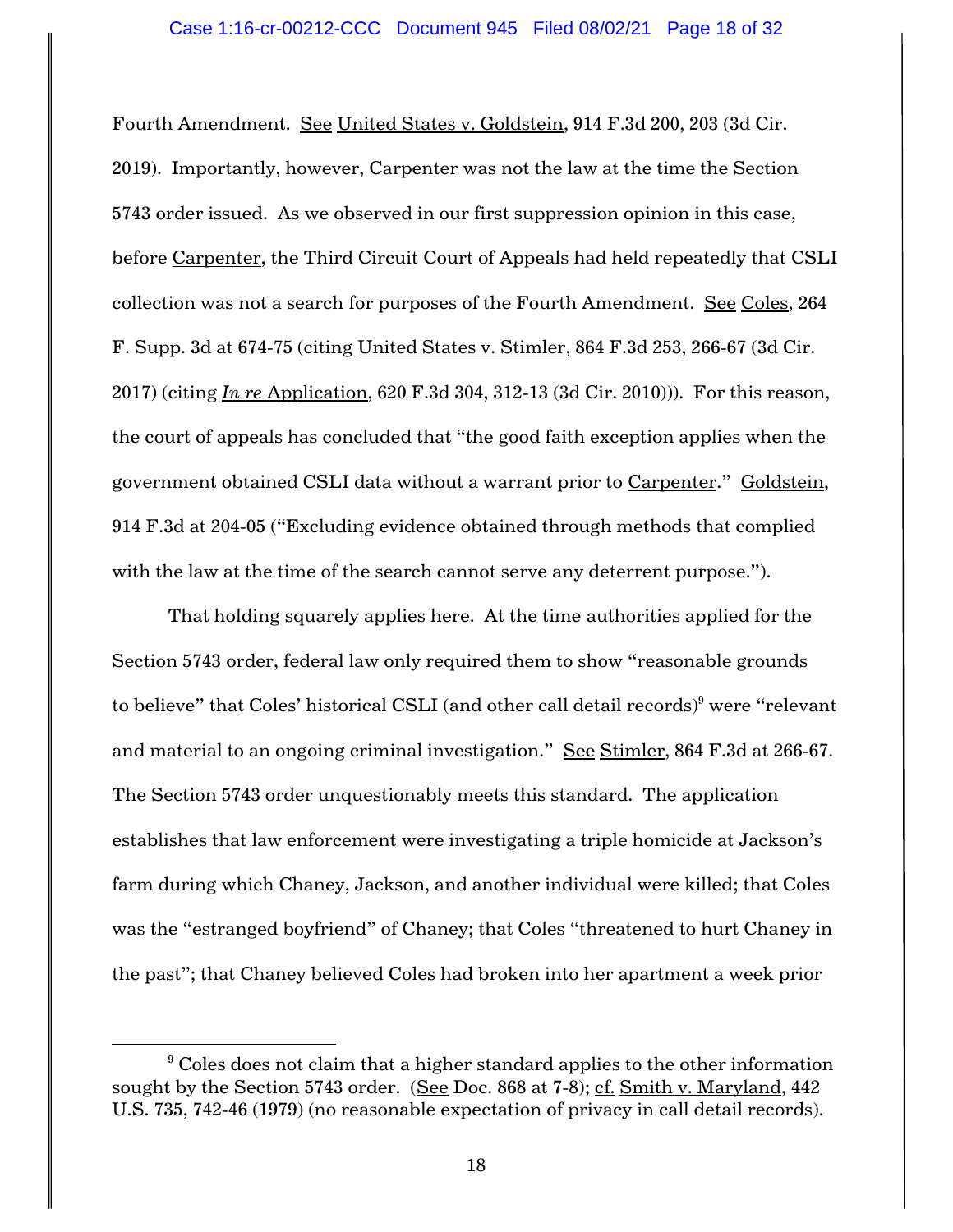Fourth Amendment. See United States v. Goldstein, 914 F.3d 200, 203 (3d Cir. 2019). Importantly, however, Carpenter was not the law at the time the Section 5743 order issued. As we observed in our first suppression opinion in this case, before Carpenter, the Third Circuit Court of Appeals had held repeatedly that CSLI collection was not a search for purposes of the Fourth Amendment. See Coles, 264 F. Supp. 3d at 674-75 (citing United States v. Stimler, 864 F.3d 253, 266-67 (3d Cir. 2017) (citing *In re* Application, 620 F.3d 304, 312-13 (3d Cir. 2010))). For this reason, the court of appeals has concluded that "the good faith exception applies when the government obtained CSLI data without a warrant prior to Carpenter." Goldstein, 914 F.3d at 204-05 ("Excluding evidence obtained through methods that complied with the law at the time of the search cannot serve any deterrent purpose.").

That holding squarely applies here. At the time authorities applied for the Section 5743 order, federal law only required them to show "reasonable grounds to believe" that Coles' historical CSLI (and other call detail records)[9] were "relevant and material to an ongoing criminal investigation." See Stimler, 864 F.3d at 266-67. The Section 5743 order unquestionably meets this standard. The application establishes that law enforcement were investigating a triple homicide at Jackson's farm during which Chaney, Jackson, and another individual were killed; that Coles was the "estranged boyfriend" of Chaney; that Coles "threatened to hurt Chaney in the past"; that Chaney believed Coles had broken into her apartment a week prior

---

[9] Coles does not claim that a higher standard applies to the other information sought by the Section 5743 order. (See Doc. 868 at 7-8); cf. Smith v. Maryland, 442 U.S. 735, 742-46 (1979) (no reasonable expectation of privacy in call detail records).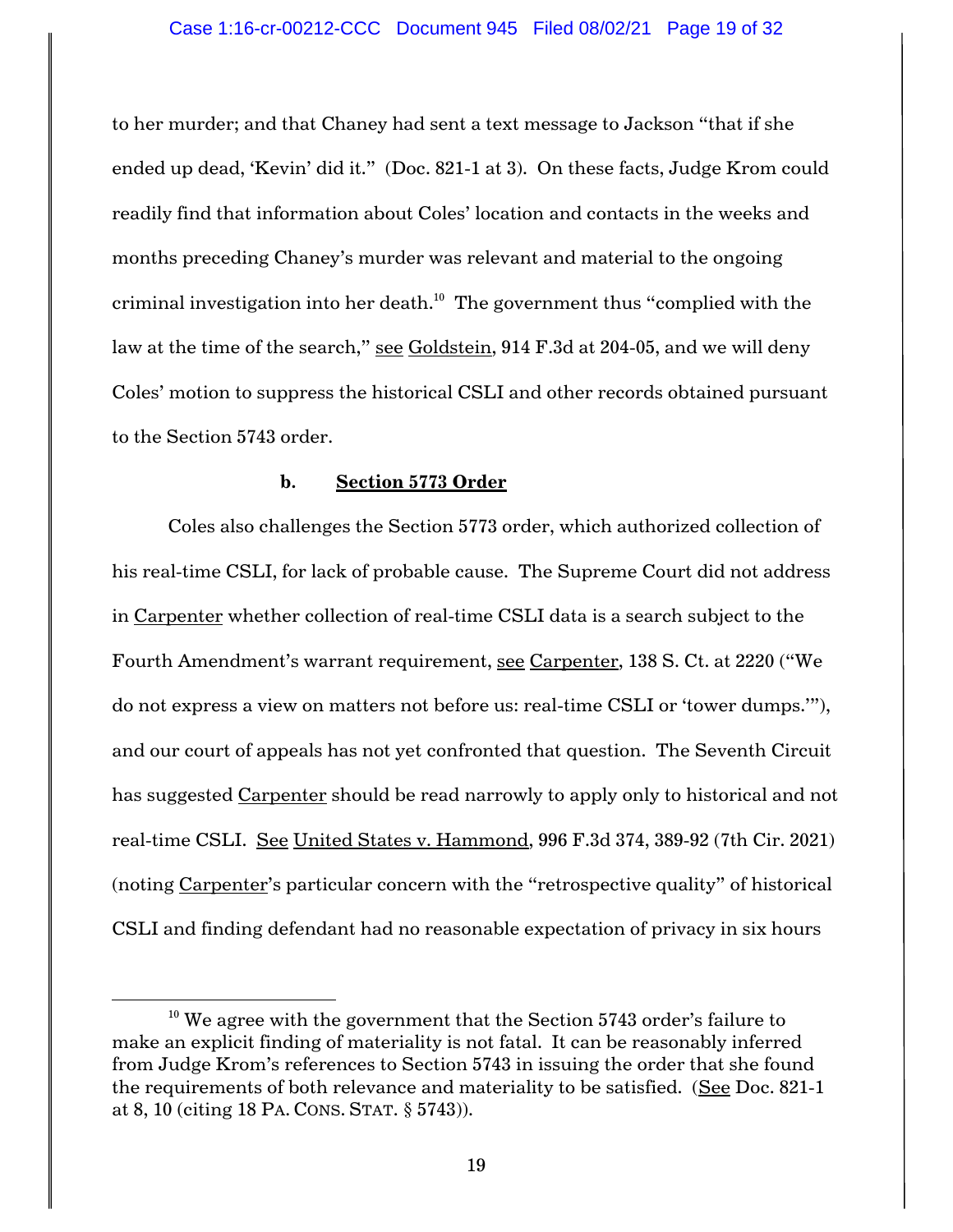to her murder; and that Chaney had sent a text message to Jackson "that if she ended up dead, 'Kevin' did it." (Doc. 821-1 at 3). On these facts, Judge Krom could readily find that information about Coles' location and contacts in the weeks and months preceding Chaney's murder was relevant and material to the ongoing criminal investigation into her death.[10] The government thus "complied with the law at the time of the search," see Goldstein, 914 F.3d at 204-05, and we will deny Coles' motion to suppress the historical CSLI and other records obtained pursuant to the Section 5743 order.

**b. Section 5773 Order**

Coles also challenges the Section 5773 order, which authorized collection of his real-time CSLI, for lack of probable cause. The Supreme Court did not address in Carpenter whether collection of real-time CSLI data is a search subject to the Fourth Amendment's warrant requirement, see Carpenter, 138 S. Ct. at 2220 ("We do not express a view on matters not before us: real-time CSLI or 'tower dumps.'"), and our court of appeals has not yet confronted that question. The Seventh Circuit has suggested Carpenter should be read narrowly to apply only to historical and not real-time CSLI. See United States v. Hammond, 996 F.3d 374, 389-92 (7th Cir. 2021) (noting Carpenter's particular concern with the "retrospective quality" of historical CSLI and finding defendant had no reasonable expectation of privacy in six hours

[10] We agree with the government that the Section 5743 order's failure to make an explicit finding of materiality is not fatal. It can be reasonably inferred from Judge Krom's references to Section 5743 in issuing the order that she found the requirements of both relevance and materiality to be satisfied. (See Doc. 821-1 at 8, 10 (citing 18 PA. CONS. STAT. § 5743)).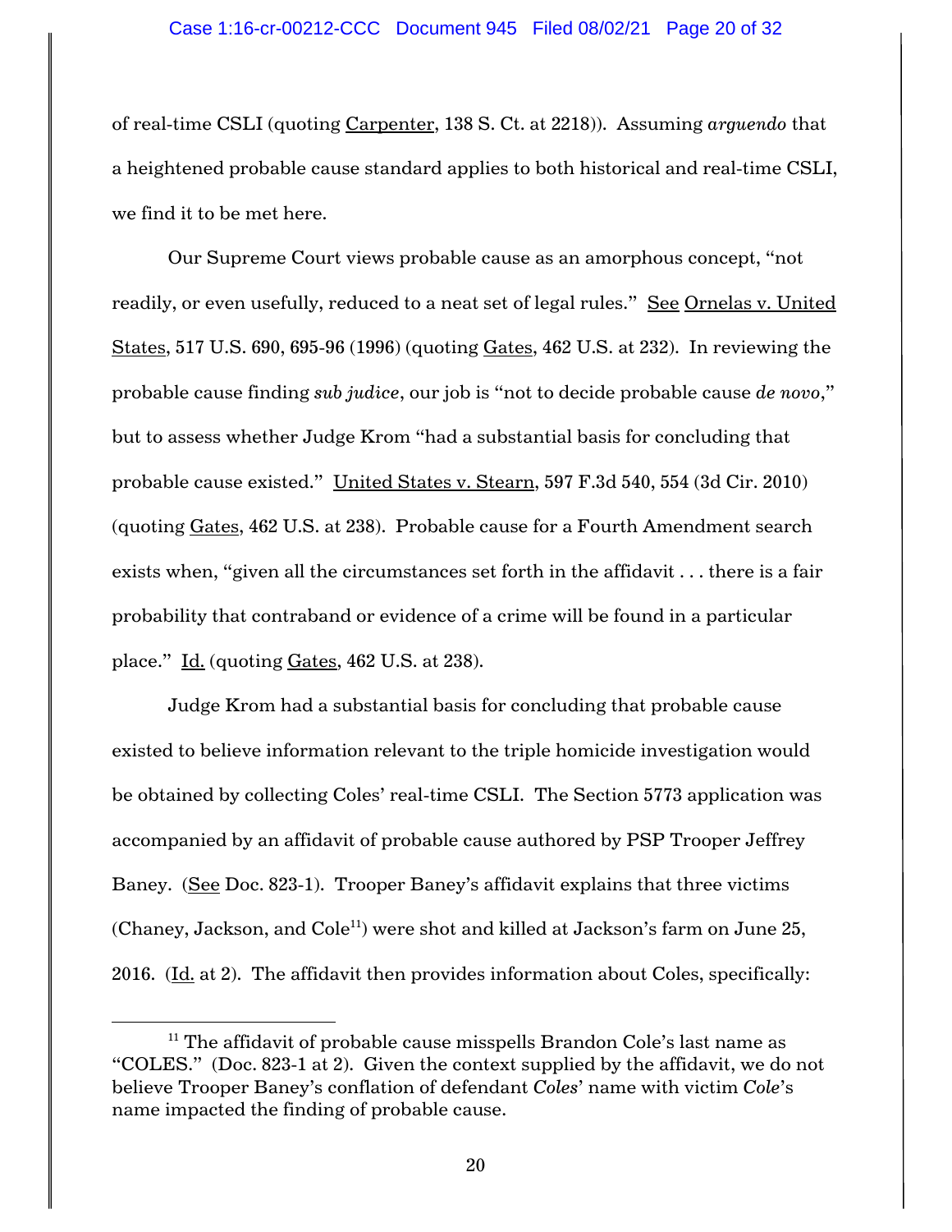of real-time CSLI (quoting Carpenter, 138 S. Ct. at 2218)). Assuming *arguendo* that a heightened probable cause standard applies to both historical and real-time CSLI, we find it to be met here.

Our Supreme Court views probable cause as an amorphous concept, "not readily, or even usefully, reduced to a neat set of legal rules." See Ornelas v. United States, 517 U.S. 690, 695-96 (1996) (quoting Gates, 462 U.S. at 232). In reviewing the probable cause finding *sub judice*, our job is "not to decide probable cause *de novo*," but to assess whether Judge Krom "had a substantial basis for concluding that probable cause existed." United States v. Stearn, 597 F.3d 540, 554 (3d Cir. 2010) (quoting Gates, 462 U.S. at 238). Probable cause for a Fourth Amendment search exists when, "given all the circumstances set forth in the affidavit . . . there is a fair probability that contraband or evidence of a crime will be found in a particular place." Id. (quoting Gates, 462 U.S. at 238).

Judge Krom had a substantial basis for concluding that probable cause existed to believe information relevant to the triple homicide investigation would be obtained by collecting Coles' real-time CSLI. The Section 5773 application was accompanied by an affidavit of probable cause authored by PSP Trooper Jeffrey Baney. (See Doc. 823-1). Trooper Baney's affidavit explains that three victims (Chaney, Jackson, and Cole[11]) were shot and killed at Jackson's farm on June 25, 2016. (Id. at 2). The affidavit then provides information about Coles, specifically:

[11] The affidavit of probable cause misspells Brandon Cole's last name as "COLES." (Doc. 823-1 at 2). Given the context supplied by the affidavit, we do not believe Trooper Baney's conflation of defendant *Coles*' name with victim *Cole*'s name impacted the finding of probable cause.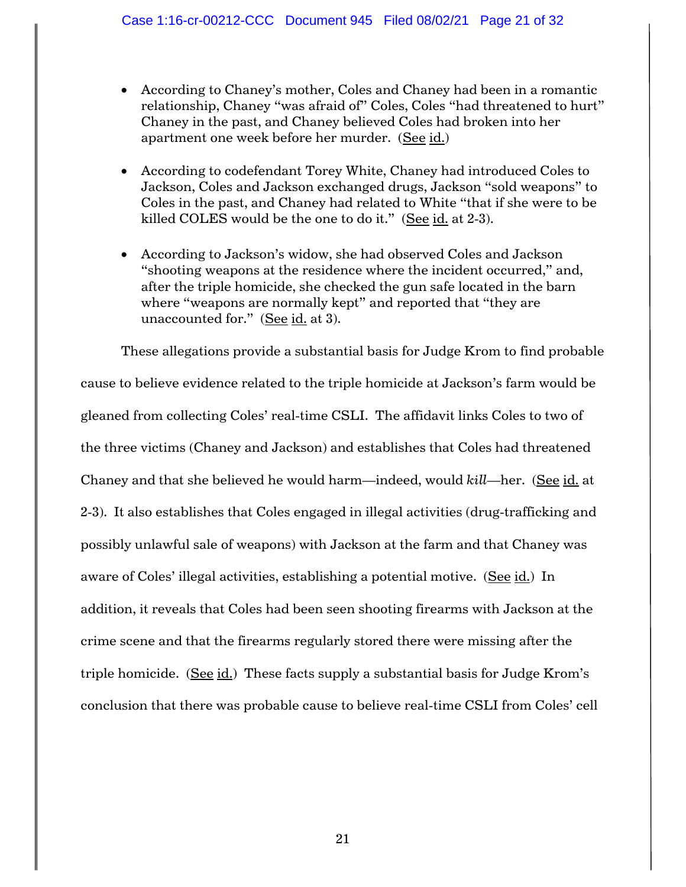- According to Chaney's mother, Coles and Chaney had been in a romantic relationship, Chaney "was afraid of" Coles, Coles "had threatened to hurt" Chaney in the past, and Chaney believed Coles had broken into her apartment one week before her murder. (See id.)

- According to codefendant Torey White, Chaney had introduced Coles to Jackson, Coles and Jackson exchanged drugs, Jackson "sold weapons" to Coles in the past, and Chaney had related to White "that if she were to be killed COLES would be the one to do it." (See id. at 2-3).

- According to Jackson's widow, she had observed Coles and Jackson "shooting weapons at the residence where the incident occurred," and, after the triple homicide, she checked the gun safe located in the barn where "weapons are normally kept" and reported that "they are unaccounted for." (See id. at 3).

These allegations provide a substantial basis for Judge Krom to find probable cause to believe evidence related to the triple homicide at Jackson's farm would be gleaned from collecting Coles' real-time CSLI. The affidavit links Coles to two of the three victims (Chaney and Jackson) and establishes that Coles had threatened Chaney and that she believed he would harm—indeed, would *kill*—her. (See id. at 2-3). It also establishes that Coles engaged in illegal activities (drug-trafficking and possibly unlawful sale of weapons) with Jackson at the farm and that Chaney was aware of Coles' illegal activities, establishing a potential motive. (See id.) In addition, it reveals that Coles had been seen shooting firearms with Jackson at the crime scene and that the firearms regularly stored there were missing after the triple homicide. (See id.) These facts supply a substantial basis for Judge Krom's conclusion that there was probable cause to believe real-time CSLI from Coles' cell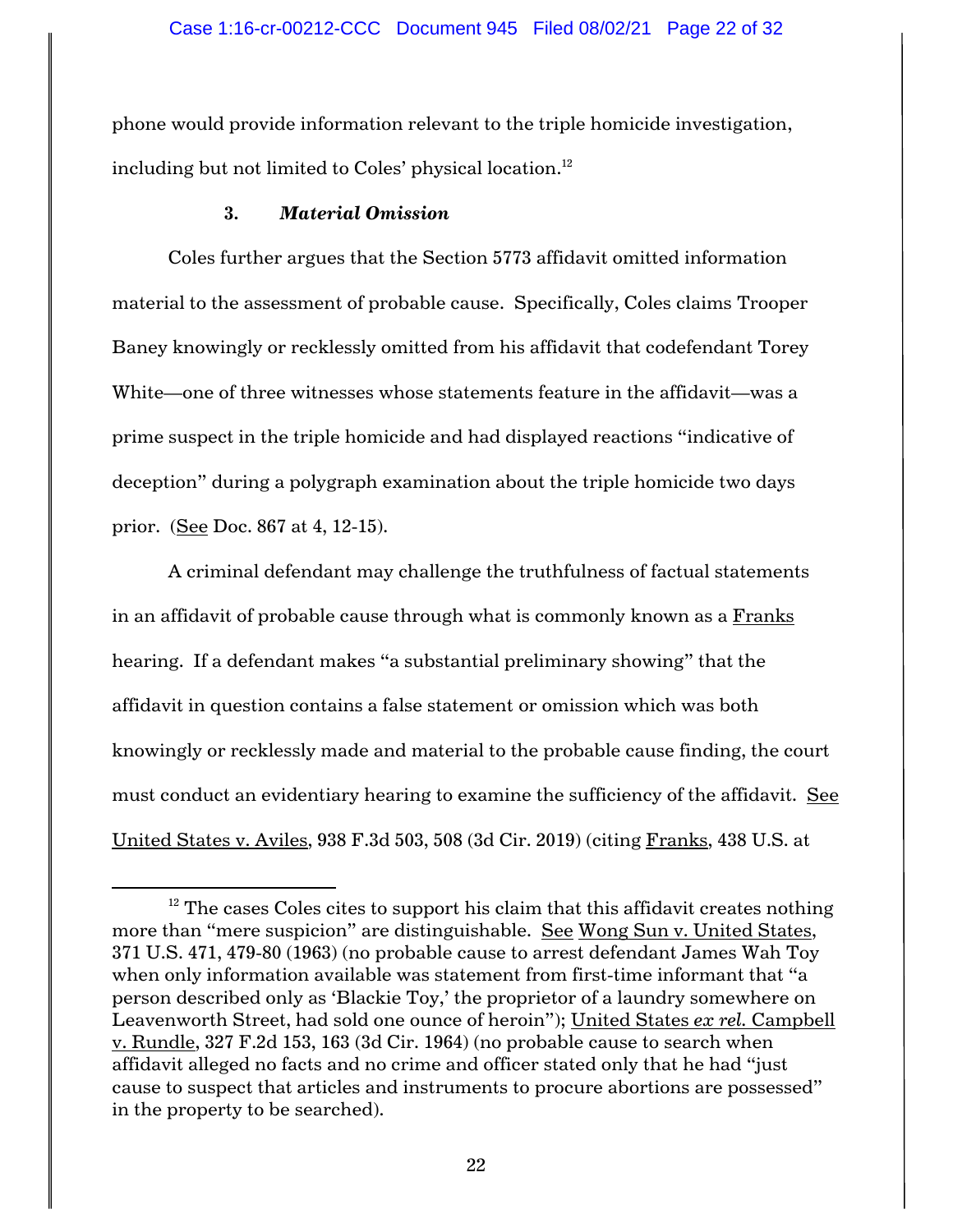phone would provide information relevant to the triple homicide investigation, including but not limited to Coles' physical location.[12]

### 3. *Material Omission*

Coles further argues that the Section 5773 affidavit omitted information material to the assessment of probable cause. Specifically, Coles claims Trooper Baney knowingly or recklessly omitted from his affidavit that codefendant Torey White—one of three witnesses whose statements feature in the affidavit—was a prime suspect in the triple homicide and had displayed reactions "indicative of deception" during a polygraph examination about the triple homicide two days prior. (See Doc. 867 at 4, 12-15).

A criminal defendant may challenge the truthfulness of factual statements in an affidavit of probable cause through what is commonly known as a Franks hearing. If a defendant makes "a substantial preliminary showing" that the affidavit in question contains a false statement or omission which was both knowingly or recklessly made and material to the probable cause finding, the court must conduct an evidentiary hearing to examine the sufficiency of the affidavit. See United States v. Aviles, 938 F.3d 503, 508 (3d Cir. 2019) (citing Franks, 438 U.S. at

[12] The cases Coles cites to support his claim that this affidavit creates nothing more than "mere suspicion" are distinguishable. See Wong Sun v. United States, 371 U.S. 471, 479-80 (1963) (no probable cause to arrest defendant James Wah Toy when only information available was statement from first-time informant that "a person described only as 'Blackie Toy,' the proprietor of a laundry somewhere on Leavenworth Street, had sold one ounce of heroin"); United States *ex rel.* Campbell v. Rundle, 327 F.2d 153, 163 (3d Cir. 1964) (no probable cause to search when affidavit alleged no facts and no crime and officer stated only that he had "just cause to suspect that articles and instruments to procure abortions are possessed" in the property to be searched).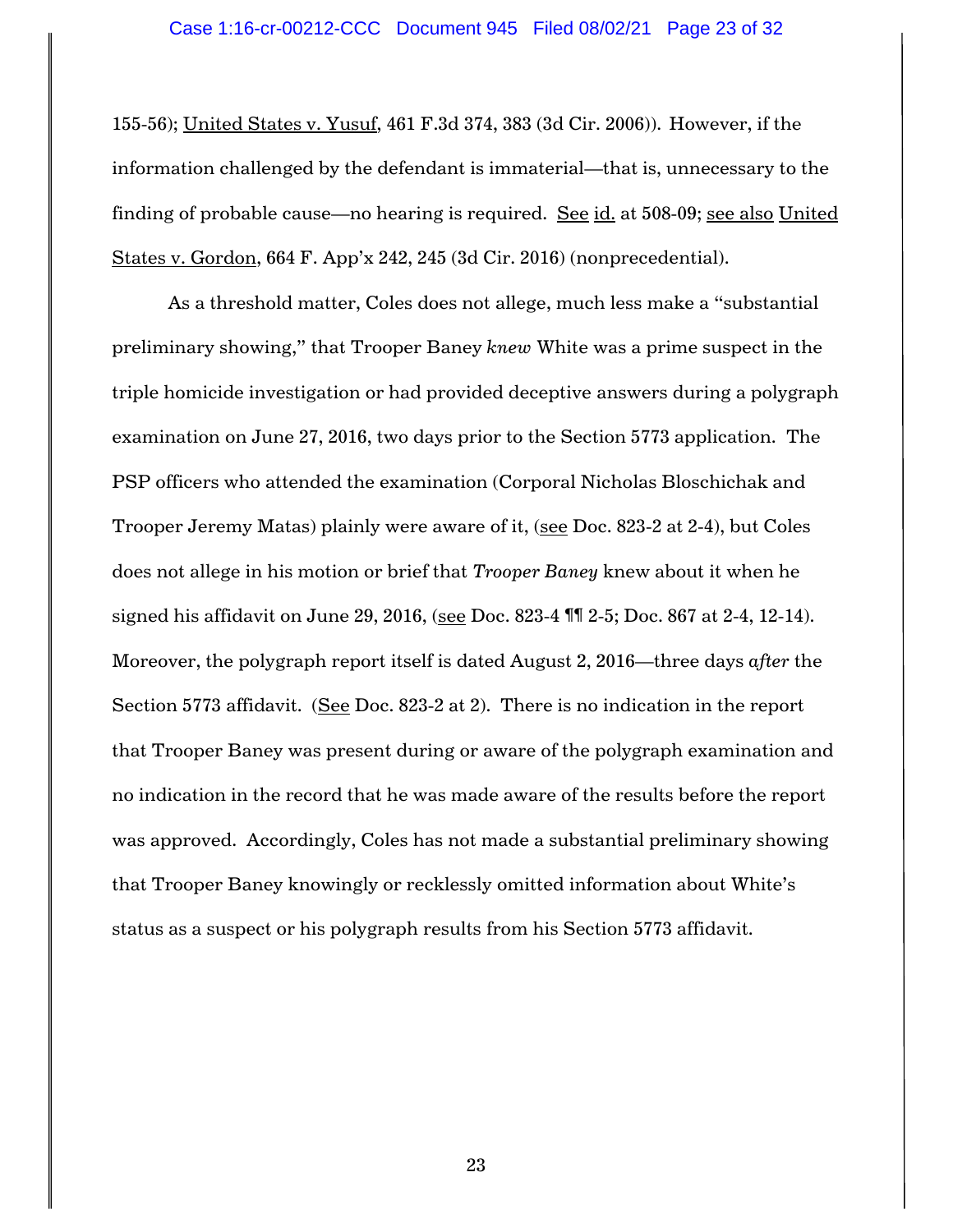155-56); United States v. Yusuf, 461 F.3d 374, 383 (3d Cir. 2006)). However, if the information challenged by the defendant is immaterial—that is, unnecessary to the finding of probable cause—no hearing is required. See id. at 508-09; see also United States v. Gordon, 664 F. App'x 242, 245 (3d Cir. 2016) (nonprecedential).

As a threshold matter, Coles does not allege, much less make a "substantial preliminary showing," that Trooper Baney *knew* White was a prime suspect in the triple homicide investigation or had provided deceptive answers during a polygraph examination on June 27, 2016, two days prior to the Section 5773 application. The PSP officers who attended the examination (Corporal Nicholas Bloschichak and Trooper Jeremy Matas) plainly were aware of it, (see Doc. 823-2 at 2-4), but Coles does not allege in his motion or brief that *Trooper Baney* knew about it when he signed his affidavit on June 29, 2016, (see Doc. 823-4 ¶¶ 2-5; Doc. 867 at 2-4, 12-14). Moreover, the polygraph report itself is dated August 2, 2016—three days *after* the Section 5773 affidavit. (See Doc. 823-2 at 2). There is no indication in the report that Trooper Baney was present during or aware of the polygraph examination and no indication in the record that he was made aware of the results before the report was approved. Accordingly, Coles has not made a substantial preliminary showing that Trooper Baney knowingly or recklessly omitted information about White's status as a suspect or his polygraph results from his Section 5773 affidavit.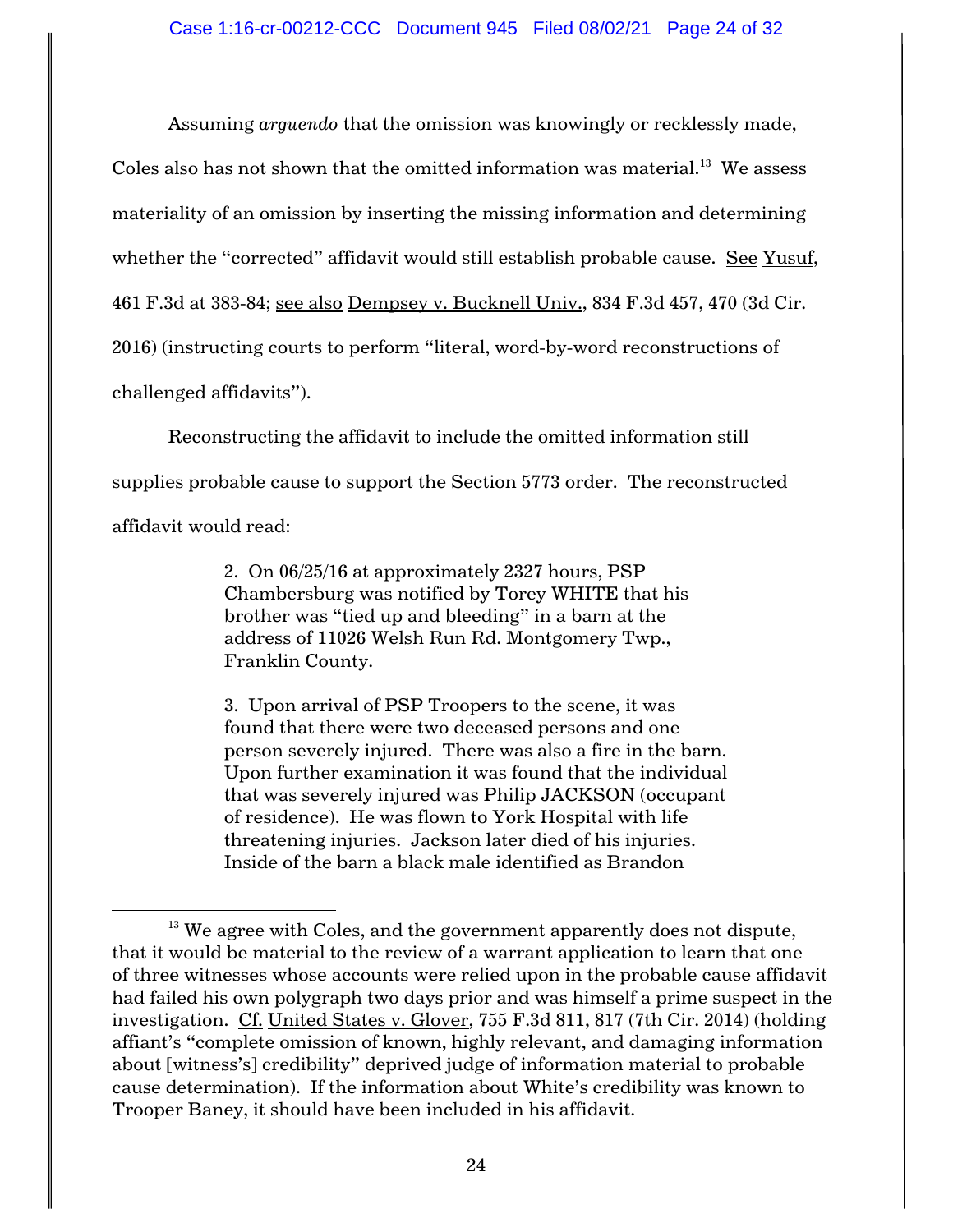Assuming *arguendo* that the omission was knowingly or recklessly made, Coles also has not shown that the omitted information was material.[13] We assess materiality of an omission by inserting the missing information and determining whether the "corrected" affidavit would still establish probable cause. See Yusuf, 461 F.3d at 383-84; see also Dempsey v. Bucknell Univ., 834 F.3d 457, 470 (3d Cir. 2016) (instructing courts to perform "literal, word-by-word reconstructions of challenged affidavits").

Reconstructing the affidavit to include the omitted information still supplies probable cause to support the Section 5773 order. The reconstructed affidavit would read:

> 2. On 06/25/16 at approximately 2327 hours, PSP Chambersburg was notified by Torey WHITE that his brother was "tied up and bleeding" in a barn at the address of 11026 Welsh Run Rd. Montgomery Twp., Franklin County.
>
> 3. Upon arrival of PSP Troopers to the scene, it was found that there were two deceased persons and one person severely injured. There was also a fire in the barn. Upon further examination it was found that the individual that was severely injured was Philip JACKSON (occupant of residence). He was flown to York Hospital with life threatening injuries. Jackson later died of his injuries. Inside of the barn a black male identified as Brandon

[13] We agree with Coles, and the government apparently does not dispute, that it would be material to the review of a warrant application to learn that one of three witnesses whose accounts were relied upon in the probable cause affidavit had failed his own polygraph two days prior and was himself a prime suspect in the investigation. Cf. United States v. Glover, 755 F.3d 811, 817 (7th Cir. 2014) (holding affiant's "complete omission of known, highly relevant, and damaging information about [witness's] credibility" deprived judge of information material to probable cause determination). If the information about White's credibility was known to Trooper Baney, it should have been included in his affidavit.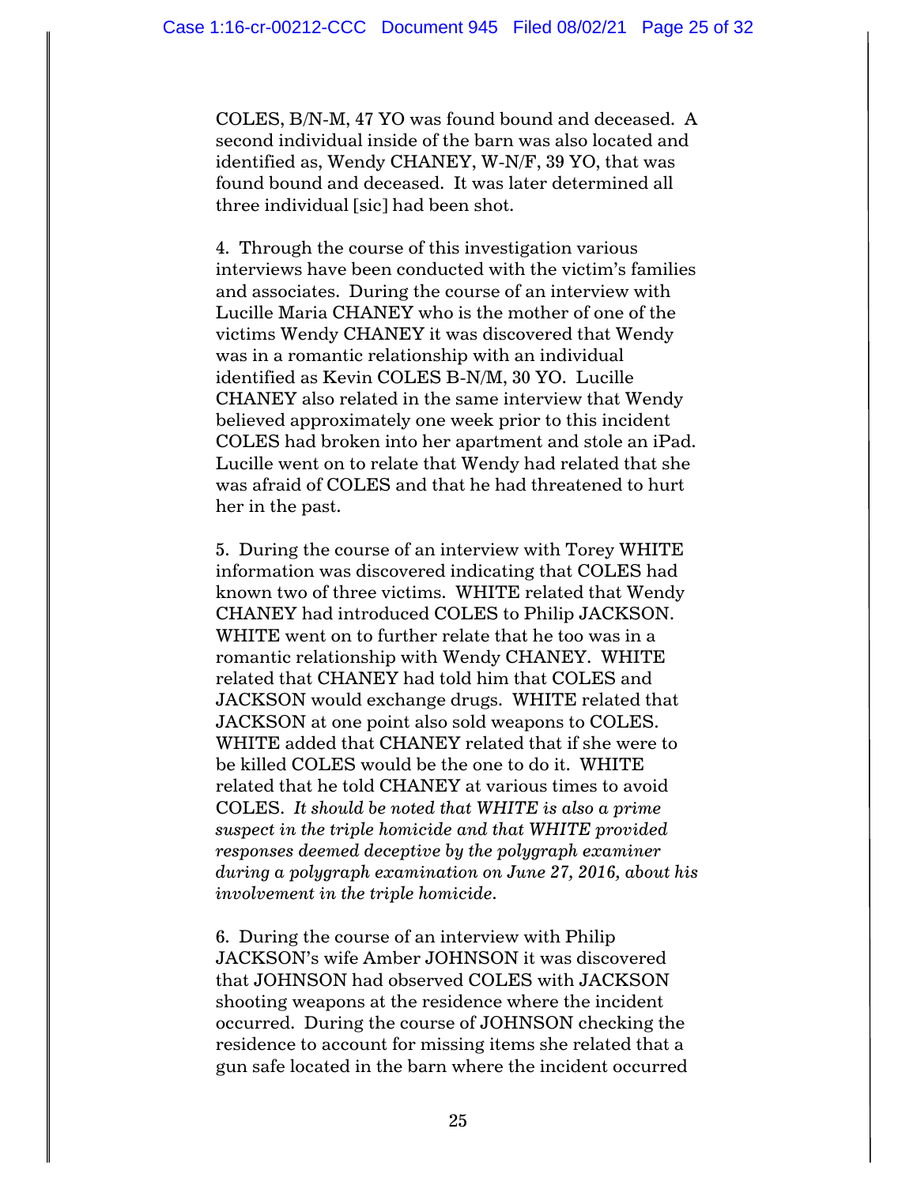COLES, B/N-M, 47 YO was found bound and deceased. A second individual inside of the barn was also located and identified as, Wendy CHANEY, W-N/F, 39 YO, that was found bound and deceased. It was later determined all three individual [sic] had been shot.

4. Through the course of this investigation various interviews have been conducted with the victim's families and associates. During the course of an interview with Lucille Maria CHANEY who is the mother of one of the victims Wendy CHANEY it was discovered that Wendy was in a romantic relationship with an individual identified as Kevin COLES B-N/M, 30 YO. Lucille CHANEY also related in the same interview that Wendy believed approximately one week prior to this incident COLES had broken into her apartment and stole an iPad. Lucille went on to relate that Wendy had related that she was afraid of COLES and that he had threatened to hurt her in the past.

5. During the course of an interview with Torey WHITE information was discovered indicating that COLES had known two of three victims. WHITE related that Wendy CHANEY had introduced COLES to Philip JACKSON. WHITE went on to further relate that he too was in a romantic relationship with Wendy CHANEY. WHITE related that CHANEY had told him that COLES and JACKSON would exchange drugs. WHITE related that JACKSON at one point also sold weapons to COLES. WHITE added that CHANEY related that if she were to be killed COLES would be the one to do it. WHITE related that he told CHANEY at various times to avoid COLES. *It should be noted that WHITE is also a prime suspect in the triple homicide and that WHITE provided responses deemed deceptive by the polygraph examiner during a polygraph examination on June 27, 2016, about his involvement in the triple homicide.*

6. During the course of an interview with Philip JACKSON's wife Amber JOHNSON it was discovered that JOHNSON had observed COLES with JACKSON shooting weapons at the residence where the incident occurred. During the course of JOHNSON checking the residence to account for missing items she related that a gun safe located in the barn where the incident occurred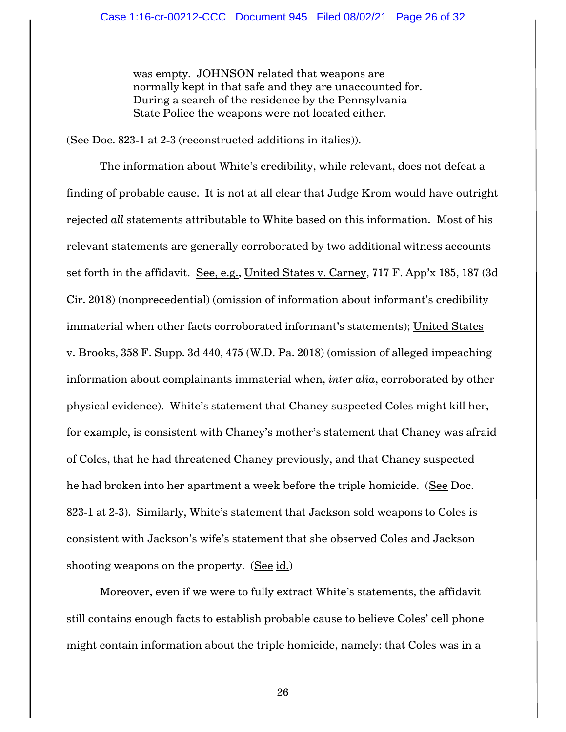> was empty. JOHNSON related that weapons are normally kept in that safe and they are unaccounted for. During a search of the residence by the Pennsylvania State Police the weapons were not located either.

(See Doc. 823-1 at 2-3 (reconstructed additions in italics)).

The information about White's credibility, while relevant, does not defeat a finding of probable cause. It is not at all clear that Judge Krom would have outright rejected *all* statements attributable to White based on this information. Most of his relevant statements are generally corroborated by two additional witness accounts set forth in the affidavit. See, e.g., United States v. Carney, 717 F. App'x 185, 187 (3d Cir. 2018) (nonprecedential) (omission of information about informant's credibility immaterial when other facts corroborated informant's statements); United States v. Brooks, 358 F. Supp. 3d 440, 475 (W.D. Pa. 2018) (omission of alleged impeaching information about complainants immaterial when, *inter alia*, corroborated by other physical evidence). White's statement that Chaney suspected Coles might kill her, for example, is consistent with Chaney's mother's statement that Chaney was afraid of Coles, that he had threatened Chaney previously, and that Chaney suspected he had broken into her apartment a week before the triple homicide. (See Doc. 823-1 at 2-3). Similarly, White's statement that Jackson sold weapons to Coles is consistent with Jackson's wife's statement that she observed Coles and Jackson shooting weapons on the property. (See id.)

Moreover, even if we were to fully extract White's statements, the affidavit still contains enough facts to establish probable cause to believe Coles' cell phone might contain information about the triple homicide, namely: that Coles was in a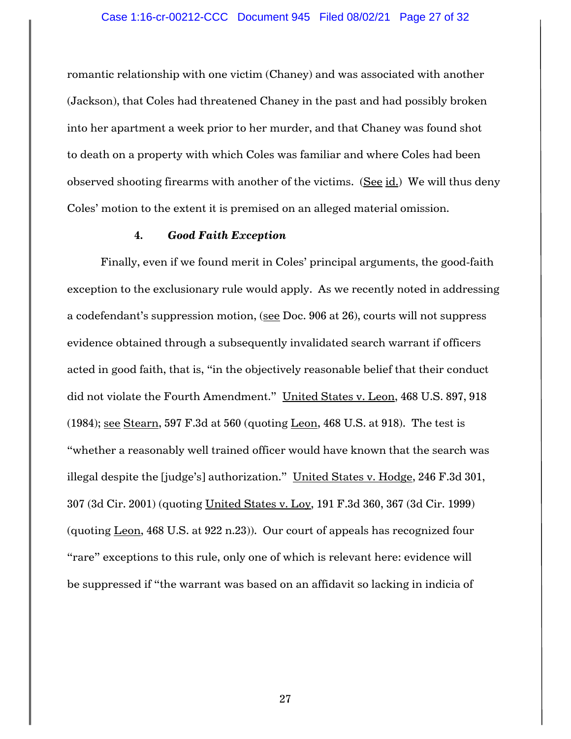romantic relationship with one victim (Chaney) and was associated with another (Jackson), that Coles had threatened Chaney in the past and had possibly broken into her apartment a week prior to her murder, and that Chaney was found shot to death on a property with which Coles was familiar and where Coles had been observed shooting firearms with another of the victims. (See id.) We will thus deny Coles' motion to the extent it is premised on an alleged material omission.

#### 4. *Good Faith Exception*

Finally, even if we found merit in Coles' principal arguments, the good-faith exception to the exclusionary rule would apply. As we recently noted in addressing a codefendant's suppression motion, (see Doc. 906 at 26), courts will not suppress evidence obtained through a subsequently invalidated search warrant if officers acted in good faith, that is, "in the objectively reasonable belief that their conduct did not violate the Fourth Amendment." United States v. Leon, 468 U.S. 897, 918 (1984); see Stearn, 597 F.3d at 560 (quoting Leon, 468 U.S. at 918). The test is "whether a reasonably well trained officer would have known that the search was illegal despite the [judge's] authorization." United States v. Hodge, 246 F.3d 301, 307 (3d Cir. 2001) (quoting United States v. Loy, 191 F.3d 360, 367 (3d Cir. 1999) (quoting Leon, 468 U.S. at 922 n.23)). Our court of appeals has recognized four "rare" exceptions to this rule, only one of which is relevant here: evidence will be suppressed if "the warrant was based on an affidavit so lacking in indicia of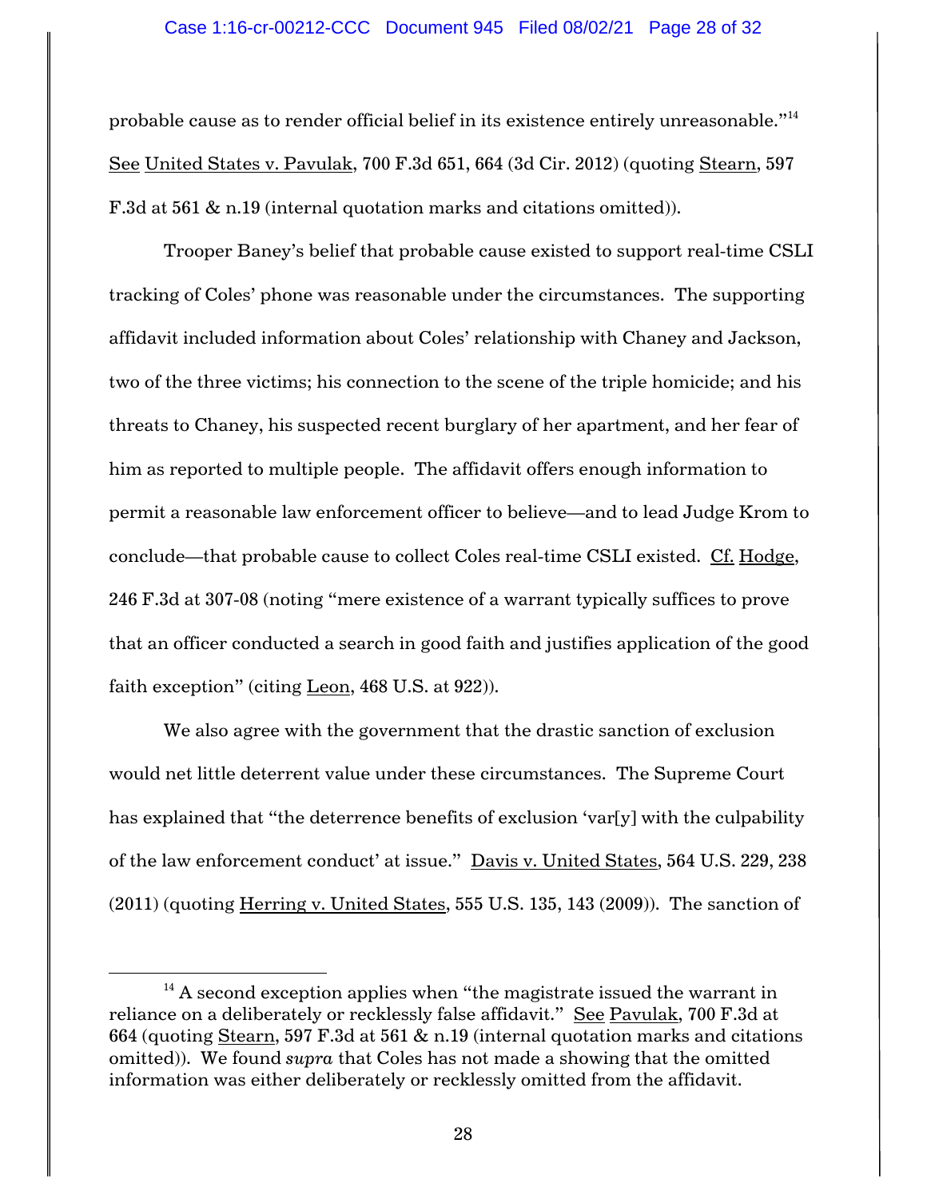probable cause as to render official belief in its existence entirely unreasonable."[14] See United States v. Pavulak, 700 F.3d 651, 664 (3d Cir. 2012) (quoting Stearn, 597 F.3d at 561 & n.19 (internal quotation marks and citations omitted)).

Trooper Baney's belief that probable cause existed to support real-time CSLI tracking of Coles' phone was reasonable under the circumstances. The supporting affidavit included information about Coles' relationship with Chaney and Jackson, two of the three victims; his connection to the scene of the triple homicide; and his threats to Chaney, his suspected recent burglary of her apartment, and her fear of him as reported to multiple people. The affidavit offers enough information to permit a reasonable law enforcement officer to believe—and to lead Judge Krom to conclude—that probable cause to collect Coles real-time CSLI existed. Cf. Hodge, 246 F.3d at 307-08 (noting "mere existence of a warrant typically suffices to prove that an officer conducted a search in good faith and justifies application of the good faith exception" (citing Leon, 468 U.S. at 922)).

We also agree with the government that the drastic sanction of exclusion would net little deterrent value under these circumstances. The Supreme Court has explained that "the deterrence benefits of exclusion 'var[y] with the culpability of the law enforcement conduct' at issue." Davis v. United States, 564 U.S. 229, 238 (2011) (quoting Herring v. United States, 555 U.S. 135, 143 (2009)). The sanction of

---

[14] A second exception applies when "the magistrate issued the warrant in reliance on a deliberately or recklessly false affidavit." See Pavulak, 700 F.3d at 664 (quoting Stearn, 597 F.3d at 561 & n.19 (internal quotation marks and citations omitted)). We found *supra* that Coles has not made a showing that the omitted information was either deliberately or recklessly omitted from the affidavit.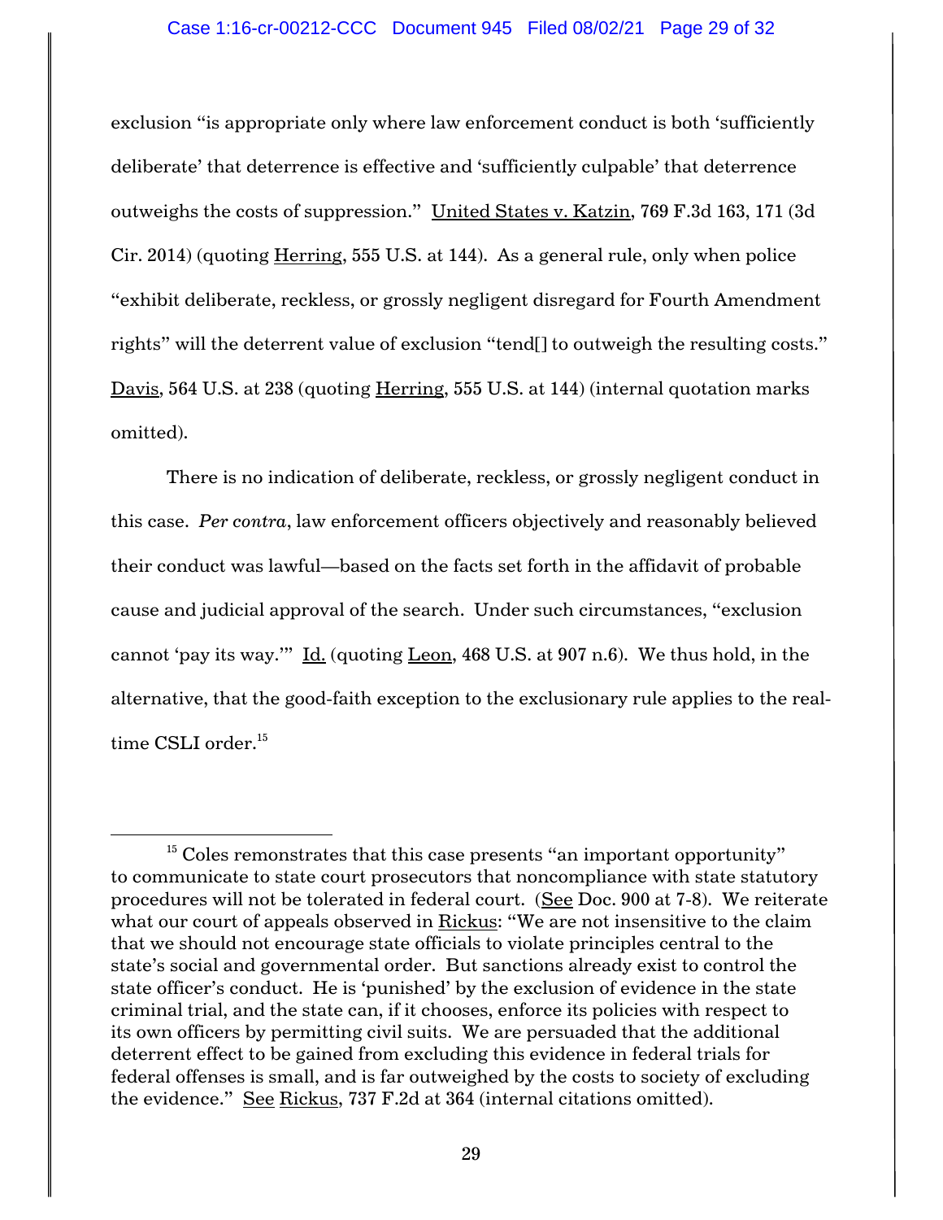exclusion "is appropriate only where law enforcement conduct is both 'sufficiently deliberate' that deterrence is effective and 'sufficiently culpable' that deterrence outweighs the costs of suppression." United States v. Katzin, 769 F.3d 163, 171 (3d Cir. 2014) (quoting Herring, 555 U.S. at 144). As a general rule, only when police "exhibit deliberate, reckless, or grossly negligent disregard for Fourth Amendment rights" will the deterrent value of exclusion "tend[] to outweigh the resulting costs." Davis, 564 U.S. at 238 (quoting Herring, 555 U.S. at 144) (internal quotation marks omitted).

There is no indication of deliberate, reckless, or grossly negligent conduct in this case. *Per contra*, law enforcement officers objectively and reasonably believed their conduct was lawful—based on the facts set forth in the affidavit of probable cause and judicial approval of the search. Under such circumstances, "exclusion cannot 'pay its way.'" Id. (quoting Leon, 468 U.S. at 907 n.6). We thus hold, in the alternative, that the good-faith exception to the exclusionary rule applies to the real-time CSLI order.[15]

---

[15] Coles remonstrates that this case presents "an important opportunity" to communicate to state court prosecutors that noncompliance with state statutory procedures will not be tolerated in federal court. (See Doc. 900 at 7-8). We reiterate what our court of appeals observed in Rickus: "We are not insensitive to the claim that we should not encourage state officials to violate principles central to the state's social and governmental order. But sanctions already exist to control the state officer's conduct. He is 'punished' by the exclusion of evidence in the state criminal trial, and the state can, if it chooses, enforce its policies with respect to its own officers by permitting civil suits. We are persuaded that the additional deterrent effect to be gained from excluding this evidence in federal trials for federal offenses is small, and is far outweighed by the costs to society of excluding the evidence." See Rickus, 737 F.2d at 364 (internal citations omitted).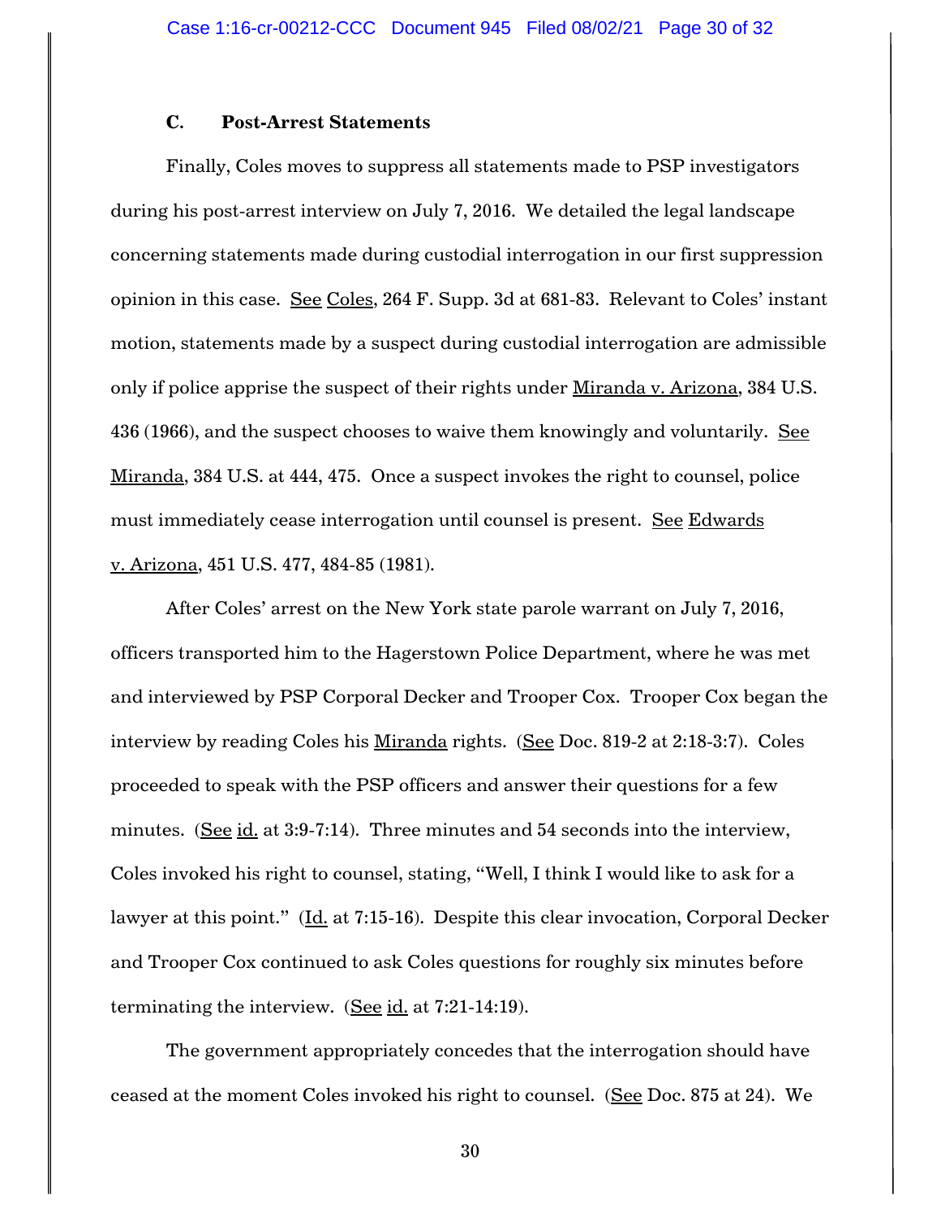### C. Post-Arrest Statements

Finally, Coles moves to suppress all statements made to PSP investigators during his post-arrest interview on July 7, 2016. We detailed the legal landscape concerning statements made during custodial interrogation in our first suppression opinion in this case. See Coles, 264 F. Supp. 3d at 681-83. Relevant to Coles' instant motion, statements made by a suspect during custodial interrogation are admissible only if police apprise the suspect of their rights under Miranda v. Arizona, 384 U.S. 436 (1966), and the suspect chooses to waive them knowingly and voluntarily. See Miranda, 384 U.S. at 444, 475. Once a suspect invokes the right to counsel, police must immediately cease interrogation until counsel is present. See Edwards v. Arizona, 451 U.S. 477, 484-85 (1981).

After Coles' arrest on the New York state parole warrant on July 7, 2016, officers transported him to the Hagerstown Police Department, where he was met and interviewed by PSP Corporal Decker and Trooper Cox. Trooper Cox began the interview by reading Coles his Miranda rights. (See Doc. 819-2 at 2:18-3:7). Coles proceeded to speak with the PSP officers and answer their questions for a few minutes. (See id. at 3:9-7:14). Three minutes and 54 seconds into the interview, Coles invoked his right to counsel, stating, "Well, I think I would like to ask for a lawyer at this point." (Id. at 7:15-16). Despite this clear invocation, Corporal Decker and Trooper Cox continued to ask Coles questions for roughly six minutes before terminating the interview. (See id. at 7:21-14:19).

The government appropriately concedes that the interrogation should have ceased at the moment Coles invoked his right to counsel. (See Doc. 875 at 24). We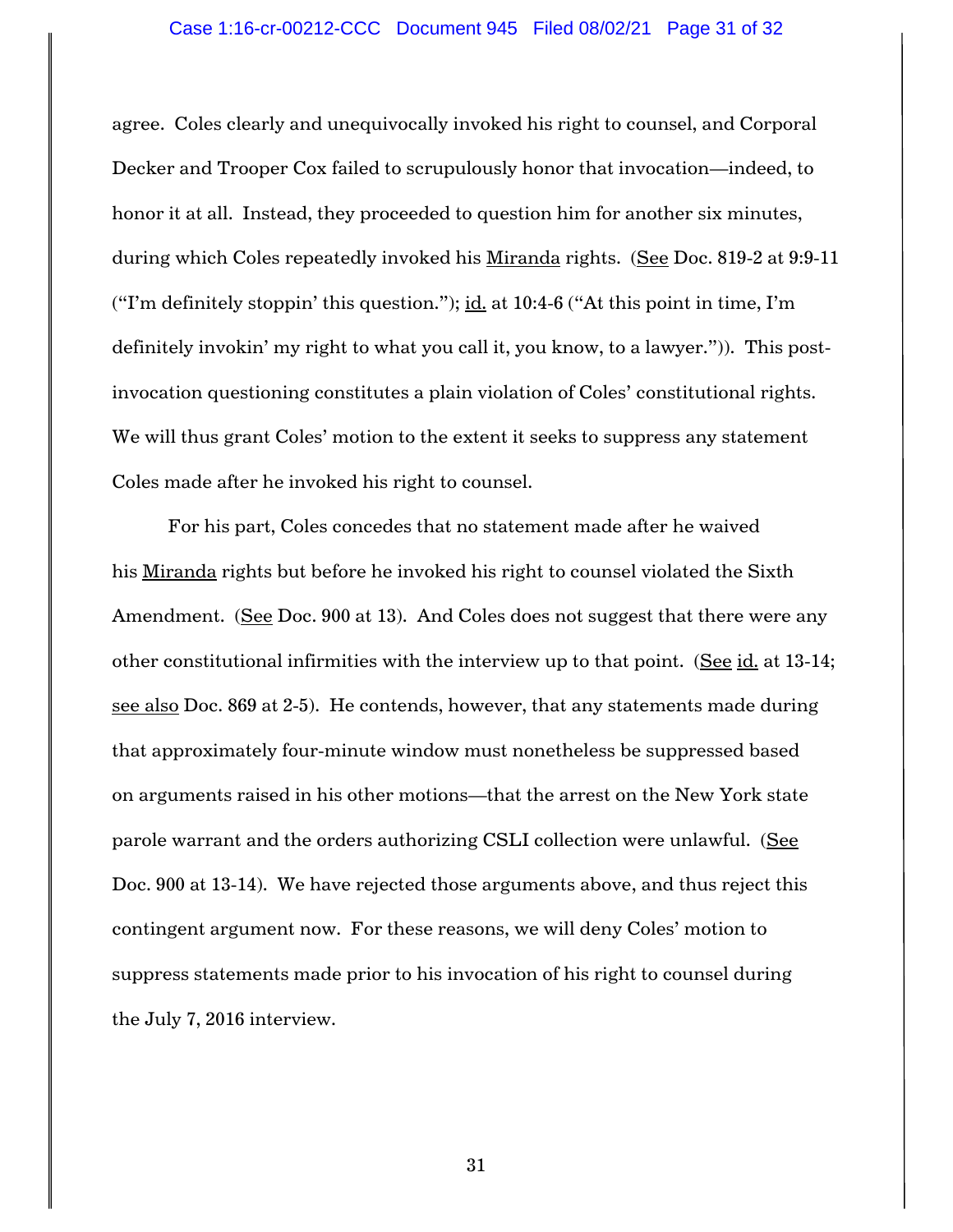agree. Coles clearly and unequivocally invoked his right to counsel, and Corporal Decker and Trooper Cox failed to scrupulously honor that invocation—indeed, to honor it at all. Instead, they proceeded to question him for another six minutes, during which Coles repeatedly invoked his Miranda rights. (See Doc. 819-2 at 9:9-11 ("I'm definitely stoppin' this question."); id. at 10:4-6 ("At this point in time, I'm definitely invokin' my right to what you call it, you know, to a lawyer.")). This post-invocation questioning constitutes a plain violation of Coles' constitutional rights. We will thus grant Coles' motion to the extent it seeks to suppress any statement Coles made after he invoked his right to counsel.

For his part, Coles concedes that no statement made after he waived his Miranda rights but before he invoked his right to counsel violated the Sixth Amendment. (See Doc. 900 at 13). And Coles does not suggest that there were any other constitutional infirmities with the interview up to that point. (See id. at 13-14; see also Doc. 869 at 2-5). He contends, however, that any statements made during that approximately four-minute window must nonetheless be suppressed based on arguments raised in his other motions—that the arrest on the New York state parole warrant and the orders authorizing CSLI collection were unlawful. (See Doc. 900 at 13-14). We have rejected those arguments above, and thus reject this contingent argument now. For these reasons, we will deny Coles' motion to suppress statements made prior to his invocation of his right to counsel during the July 7, 2016 interview.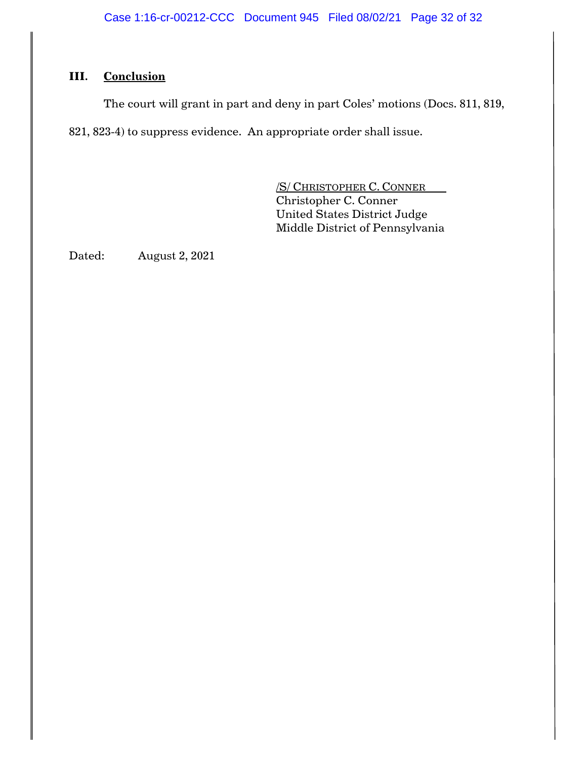## III. **Conclusion**

The court will grant in part and deny in part Coles' motions (Docs. 811, 819, 821, 823-4) to suppress evidence. An appropriate order shall issue.

/S/ CHRISTOPHER C. CONNER
Christopher C. Conner
United States District Judge
Middle District of Pennsylvania

Dated: August 2, 2021